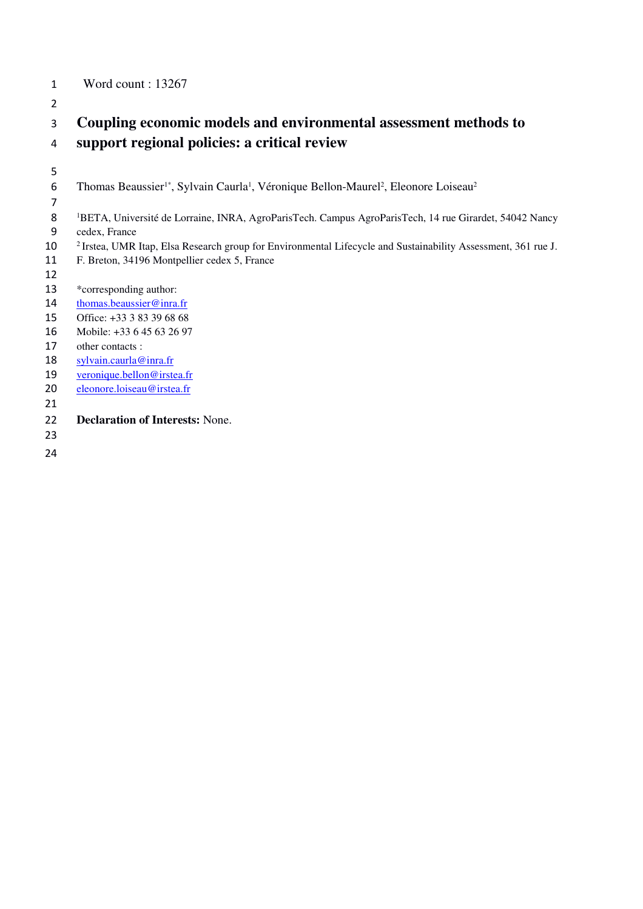Word count : 13267

# Coupling economic models and environmental assessment methods to support regional policies: a critical review

Thomas Beaussier[1*], Sylvain Caurla[1], Véronique Bellon-Maurel[2], Eleonore Loiseau[2]

[1]BETA, Université de Lorraine, INRA, AgroParisTech. Campus AgroParisTech, 14 rue Girardet, 54042 Nancy cedex, France

[2] Irstea, UMR Itap, Elsa Research group for Environmental Lifecycle and Sustainability Assessment, 361 rue J. F. Breton, 34196 Montpellier cedex 5, France

*corresponding author:
thomas.beaussier@inra.fr
Office: +33 3 83 39 68 68
Mobile: +33 6 45 63 26 97
other contacts :
sylvain.caurla@inra.fr
veronique.bellon@irstea.fr
eleonore.loiseau@irstea.fr

**Declaration of Interests:** None.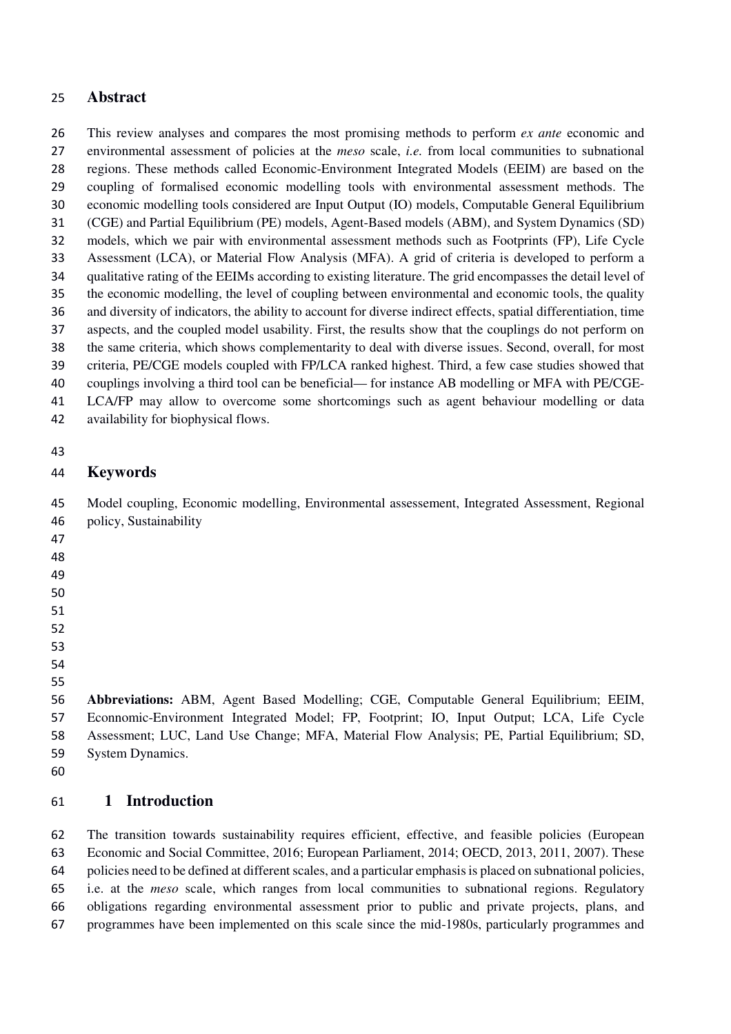## Abstract

This review analyses and compares the most promising methods to perform *ex ante* economic and environmental assessment of policies at the *meso* scale, *i.e.* from local communities to subnational regions. These methods called Economic-Environment Integrated Models (EEIM) are based on the coupling of formalised economic modelling tools with environmental assessment methods. The economic modelling tools considered are Input Output (IO) models, Computable General Equilibrium (CGE) and Partial Equilibrium (PE) models, Agent-Based models (ABM), and System Dynamics (SD) models, which we pair with environmental assessment methods such as Footprints (FP), Life Cycle Assessment (LCA), or Material Flow Analysis (MFA). A grid of criteria is developed to perform a qualitative rating of the EEIMs according to existing literature. The grid encompasses the detail level of the economic modelling, the level of coupling between environmental and economic tools, the quality and diversity of indicators, the ability to account for diverse indirect effects, spatial differentiation, time aspects, and the coupled model usability. First, the results show that the couplings do not perform on the same criteria, which shows complementarity to deal with diverse issues. Second, overall, for most criteria, PE/CGE models coupled with FP/LCA ranked highest. Third, a few case studies showed that couplings involving a third tool can be beneficial— for instance AB modelling or MFA with PE/CGE-LCA/FP may allow to overcome some shortcomings such as agent behaviour modelling or data availability for biophysical flows.

## Keywords

Model coupling, Economic modelling, Environmental assessement, Integrated Assessment, Regional policy, Sustainability

**Abbreviations:** ABM, Agent Based Modelling; CGE, Computable General Equilibrium; EEIM, Econnomic-Environment Integrated Model; FP, Footprint; IO, Input Output; LCA, Life Cycle Assessment; LUC, Land Use Change; MFA, Material Flow Analysis; PE, Partial Equilibrium; SD, System Dynamics.

# 1 Introduction

The transition towards sustainability requires efficient, effective, and feasible policies (European Economic and Social Committee, 2016; European Parliament, 2014; OECD, 2013, 2011, 2007). These policies need to be defined at different scales, and a particular emphasis is placed on subnational policies, i.e. at the *meso* scale, which ranges from local communities to subnational regions. Regulatory obligations regarding environmental assessment prior to public and private projects, plans, and programmes have been implemented on this scale since the mid-1980s, particularly programmes and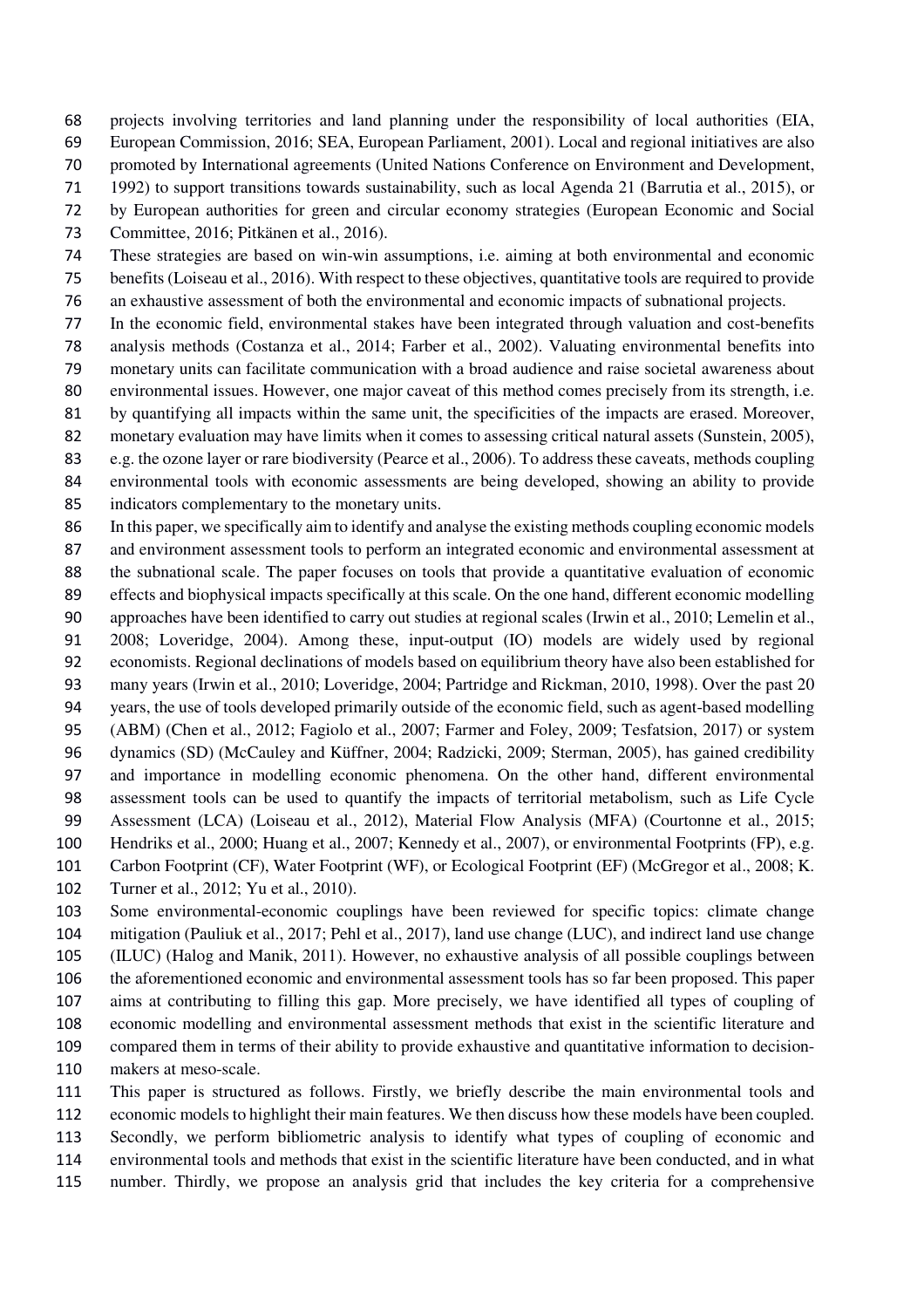projects involving territories and land planning under the responsibility of local authorities (EIA, European Commission, 2016; SEA, European Parliament, 2001). Local and regional initiatives are also promoted by International agreements (United Nations Conference on Environment and Development, 1992) to support transitions towards sustainability, such as local Agenda 21 (Barrutia et al., 2015), or by European authorities for green and circular economy strategies (European Economic and Social Committee, 2016; Pitkänen et al., 2016).

These strategies are based on win-win assumptions, i.e. aiming at both environmental and economic benefits (Loiseau et al., 2016). With respect to these objectives, quantitative tools are required to provide an exhaustive assessment of both the environmental and economic impacts of subnational projects.

In the economic field, environmental stakes have been integrated through valuation and cost-benefits analysis methods (Costanza et al., 2014; Farber et al., 2002). Valuating environmental benefits into monetary units can facilitate communication with a broad audience and raise societal awareness about environmental issues. However, one major caveat of this method comes precisely from its strength, i.e. by quantifying all impacts within the same unit, the specificities of the impacts are erased. Moreover, monetary evaluation may have limits when it comes to assessing critical natural assets (Sunstein, 2005), e.g. the ozone layer or rare biodiversity (Pearce et al., 2006). To address these caveats, methods coupling environmental tools with economic assessments are being developed, showing an ability to provide indicators complementary to the monetary units.

In this paper, we specifically aim to identify and analyse the existing methods coupling economic models and environment assessment tools to perform an integrated economic and environmental assessment at the subnational scale. The paper focuses on tools that provide a quantitative evaluation of economic effects and biophysical impacts specifically at this scale. On the one hand, different economic modelling approaches have been identified to carry out studies at regional scales (Irwin et al., 2010; Lemelin et al., 2008; Loveridge, 2004). Among these, input-output (IO) models are widely used by regional economists. Regional declinations of models based on equilibrium theory have also been established for many years (Irwin et al., 2010; Loveridge, 2004; Partridge and Rickman, 2010, 1998). Over the past 20 years, the use of tools developed primarily outside of the economic field, such as agent-based modelling (ABM) (Chen et al., 2012; Fagiolo et al., 2007; Farmer and Foley, 2009; Tesfatsion, 2017) or system dynamics (SD) (McCauley and Küffner, 2004; Radzicki, 2009; Sterman, 2005), has gained credibility and importance in modelling economic phenomena. On the other hand, different environmental assessment tools can be used to quantify the impacts of territorial metabolism, such as Life Cycle Assessment (LCA) (Loiseau et al., 2012), Material Flow Analysis (MFA) (Courtonne et al., 2015; Hendriks et al., 2000; Huang et al., 2007; Kennedy et al., 2007), or environmental Footprints (FP), e.g. Carbon Footprint (CF), Water Footprint (WF), or Ecological Footprint (EF) (McGregor et al., 2008; K. Turner et al., 2012; Yu et al., 2010).

Some environmental-economic couplings have been reviewed for specific topics: climate change mitigation (Pauliuk et al., 2017; Pehl et al., 2017), land use change (LUC), and indirect land use change (ILUC) (Halog and Manik, 2011). However, no exhaustive analysis of all possible couplings between the aforementioned economic and environmental assessment tools has so far been proposed. This paper aims at contributing to filling this gap. More precisely, we have identified all types of coupling of economic modelling and environmental assessment methods that exist in the scientific literature and compared them in terms of their ability to provide exhaustive and quantitative information to decision-makers at meso-scale.

This paper is structured as follows. Firstly, we briefly describe the main environmental tools and economic models to highlight their main features. We then discuss how these models have been coupled. Secondly, we perform bibliometric analysis to identify what types of coupling of economic and environmental tools and methods that exist in the scientific literature have been conducted, and in what number. Thirdly, we propose an analysis grid that includes the key criteria for a comprehensive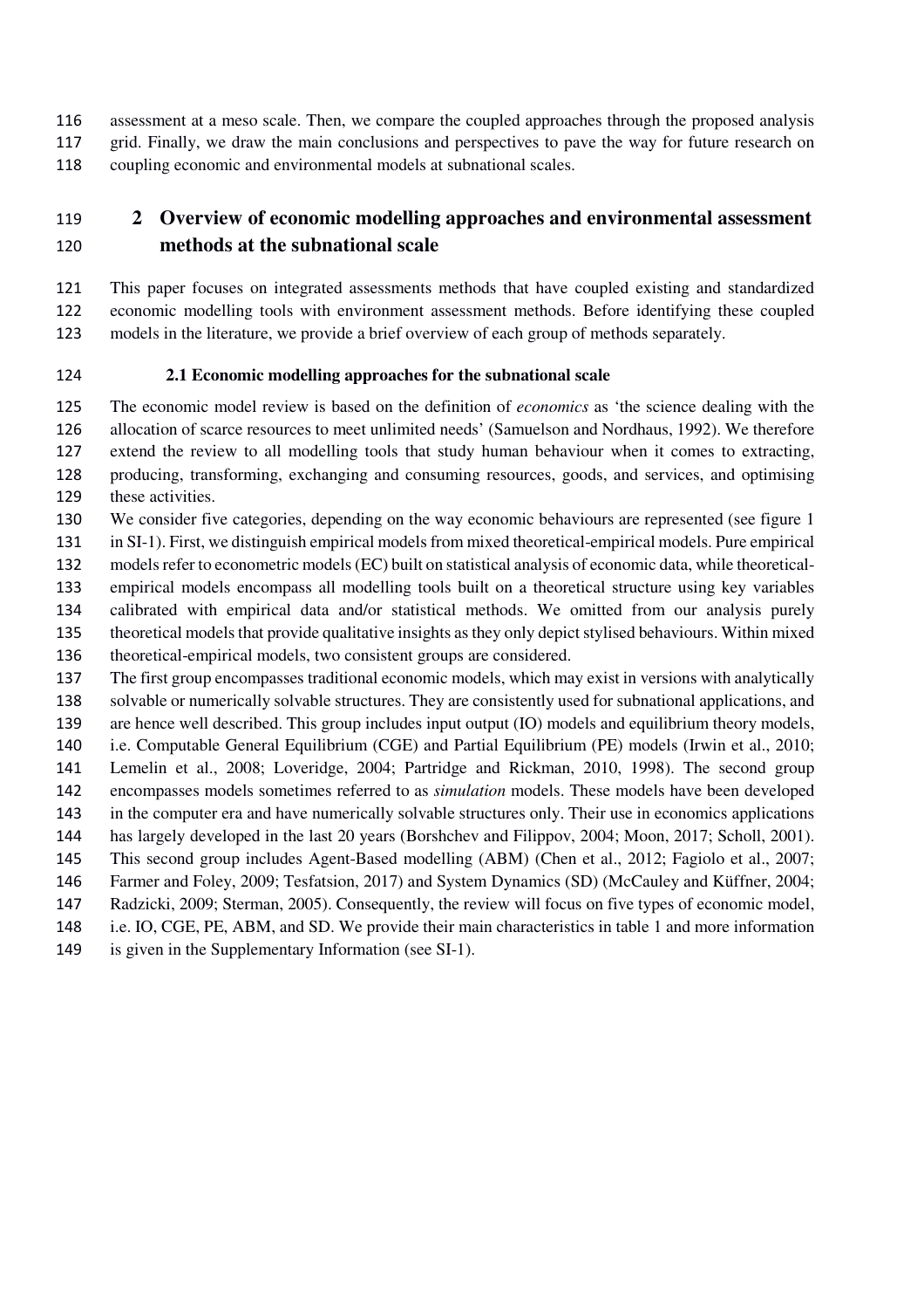assessment at a meso scale. Then, we compare the coupled approaches through the proposed analysis grid. Finally, we draw the main conclusions and perspectives to pave the way for future research on coupling economic and environmental models at subnational scales.

# 2 Overview of economic modelling approaches and environmental assessment methods at the subnational scale

This paper focuses on integrated assessments methods that have coupled existing and standardized economic modelling tools with environment assessment methods. Before identifying these coupled models in the literature, we provide a brief overview of each group of methods separately.

## 2.1 Economic modelling approaches for the subnational scale

The economic model review is based on the definition of *economics* as 'the science dealing with the allocation of scarce resources to meet unlimited needs' (Samuelson and Nordhaus, 1992). We therefore extend the review to all modelling tools that study human behaviour when it comes to extracting, producing, transforming, exchanging and consuming resources, goods, and services, and optimising these activities.

We consider five categories, depending on the way economic behaviours are represented (see figure 1 in SI-1). First, we distinguish empirical models from mixed theoretical-empirical models. Pure empirical models refer to econometric models (EC) built on statistical analysis of economic data, while theoretical-empirical models encompass all modelling tools built on a theoretical structure using key variables calibrated with empirical data and/or statistical methods. We omitted from our analysis purely theoretical models that provide qualitative insights as they only depict stylised behaviours. Within mixed theoretical-empirical models, two consistent groups are considered.

The first group encompasses traditional economic models, which may exist in versions with analytically solvable or numerically solvable structures. They are consistently used for subnational applications, and are hence well described. This group includes input output (IO) models and equilibrium theory models, i.e. Computable General Equilibrium (CGE) and Partial Equilibrium (PE) models (Irwin et al., 2010; Lemelin et al., 2008; Loveridge, 2004; Partridge and Rickman, 2010, 1998). The second group encompasses models sometimes referred to as *simulation* models. These models have been developed in the computer era and have numerically solvable structures only. Their use in economics applications has largely developed in the last 20 years (Borshchev and Filippov, 2004; Moon, 2017; Scholl, 2001). This second group includes Agent-Based modelling (ABM) (Chen et al., 2012; Fagiolo et al., 2007; Farmer and Foley, 2009; Tesfatsion, 2017) and System Dynamics (SD) (McCauley and Küffner, 2004; Radzicki, 2009; Sterman, 2005). Consequently, the review will focus on five types of economic model, i.e. IO, CGE, PE, ABM, and SD. We provide their main characteristics in table 1 and more information is given in the Supplementary Information (see SI-1).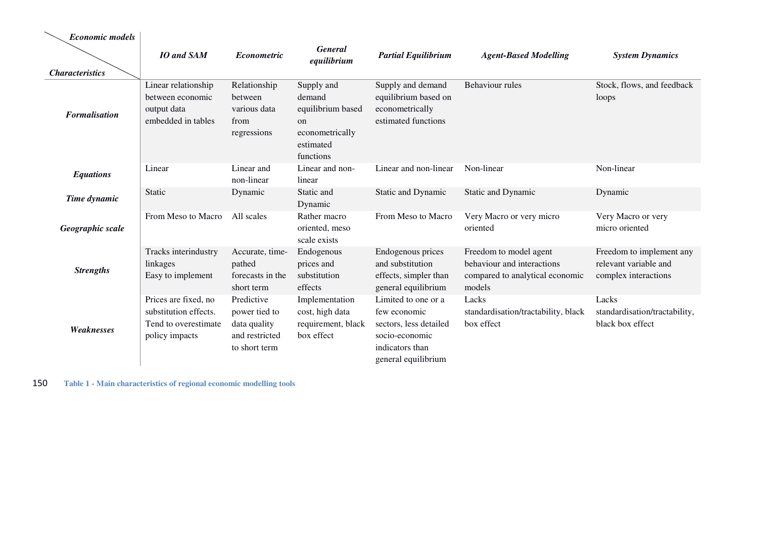| Characteristics \ Economic models | IO and SAM | Econometric | General equilibrium | Partial Equilibrium | Agent-Based Modelling | System Dynamics |
|---|---|---|---|---|---|---|
| **Formalisation** | Linear relationship between economic output data embedded in tables | Relationship between various data from regressions | Supply and demand equilibrium based on econometrically estimated functions | Supply and demand equilibrium based on econometrically estimated functions | Behaviour rules | Stock, flows, and feedback loops |
| **Equations** | Linear | Linear and non-linear | Linear and non-linear | Linear and non-linear | Non-linear | Non-linear |
| **Time dynamic** | Static | Dynamic | Static and Dynamic | Static and Dynamic | Static and Dynamic | Dynamic |
| **Geographic scale** | From Meso to Macro | All scales | Rather macro oriented, meso scale exists | From Meso to Macro | Very Macro or very micro oriented | Very Macro or very micro oriented |
| **Strengths** | Tracks interindustry linkages<br>Easy to implement | Accurate, time-pathed forecasts in the short term | Endogenous prices and substitution effects | Endogenous prices and substitution effects, simpler than general equilibrium | Freedom to model agent behaviour and interactions compared to analytical economic models | Freedom to implement any relevant variable and complex interactions |
| **Weaknesses** | Prices are fixed, no substitution effects.<br>Tend to overestimate policy impacts | Predictive power tied to data quality and restricted to short term | Implementation cost, high data requirement, black box effect | Limited to one or a few economic sectors, less detailed socio-economic indicators than general equilibrium | Lacks standardisation/tractability, black box effect | Lacks standardisation/tractability, black box effect |

Table 1 - Main characteristics of regional economic modelling tools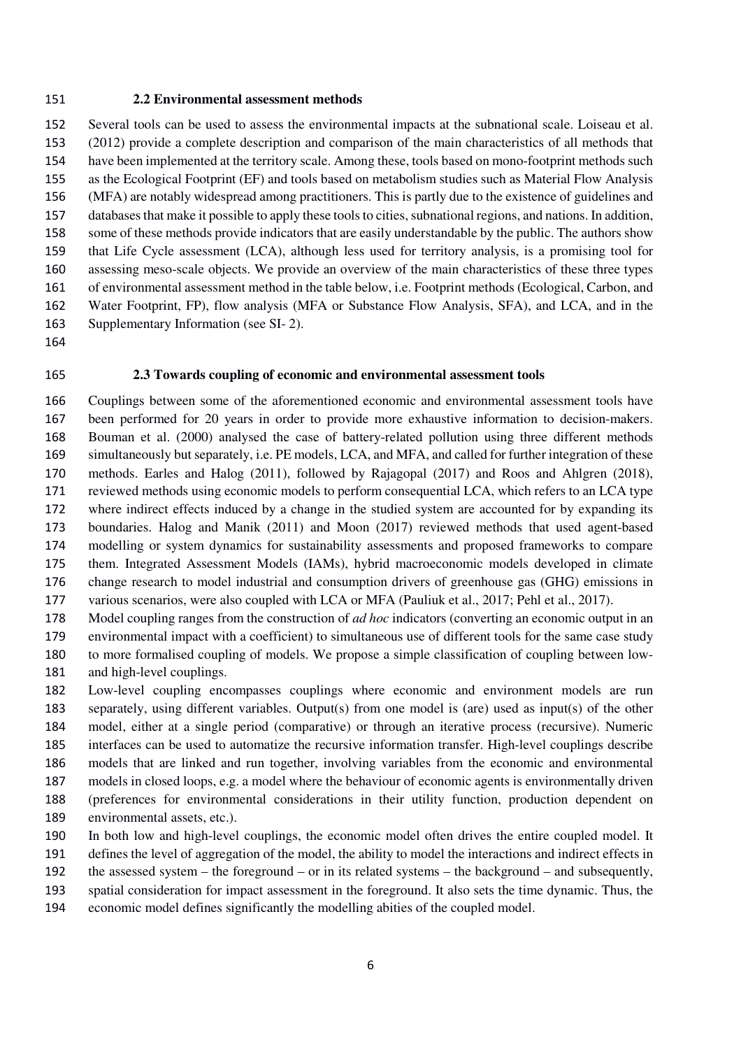### 2.2 Environmental assessment methods

Several tools can be used to assess the environmental impacts at the subnational scale. Loiseau et al. (2012) provide a complete description and comparison of the main characteristics of all methods that have been implemented at the territory scale. Among these, tools based on mono-footprint methods such as the Ecological Footprint (EF) and tools based on metabolism studies such as Material Flow Analysis (MFA) are notably widespread among practitioners. This is partly due to the existence of guidelines and databases that make it possible to apply these tools to cities, subnational regions, and nations. In addition, some of these methods provide indicators that are easily understandable by the public. The authors show that Life Cycle assessment (LCA), although less used for territory analysis, is a promising tool for assessing meso-scale objects. We provide an overview of the main characteristics of these three types of environmental assessment method in the table below, i.e. Footprint methods (Ecological, Carbon, and Water Footprint, FP), flow analysis (MFA or Substance Flow Analysis, SFA), and LCA, and in the Supplementary Information (see SI- 2).

### 2.3 Towards coupling of economic and environmental assessment tools

Couplings between some of the aforementioned economic and environmental assessment tools have been performed for 20 years in order to provide more exhaustive information to decision-makers. Bouman et al. (2000) analysed the case of battery-related pollution using three different methods simultaneously but separately, i.e. PE models, LCA, and MFA, and called for further integration of these methods. Earles and Halog (2011), followed by Rajagopal (2017) and Roos and Ahlgren (2018), reviewed methods using economic models to perform consequential LCA, which refers to an LCA type where indirect effects induced by a change in the studied system are accounted for by expanding its boundaries. Halog and Manik (2011) and Moon (2017) reviewed methods that used agent-based modelling or system dynamics for sustainability assessments and proposed frameworks to compare them. Integrated Assessment Models (IAMs), hybrid macroeconomic models developed in climate change research to model industrial and consumption drivers of greenhouse gas (GHG) emissions in various scenarios, were also coupled with LCA or MFA (Pauliuk et al., 2017; Pehl et al., 2017).

Model coupling ranges from the construction of *ad hoc* indicators (converting an economic output in an environmental impact with a coefficient) to simultaneous use of different tools for the same case study to more formalised coupling of models. We propose a simple classification of coupling between low- and high-level couplings.

Low-level coupling encompasses couplings where economic and environment models are run separately, using different variables. Output(s) from one model is (are) used as input(s) of the other model, either at a single period (comparative) or through an iterative process (recursive). Numeric interfaces can be used to automatize the recursive information transfer. High-level couplings describe models that are linked and run together, involving variables from the economic and environmental models in closed loops, e.g. a model where the behaviour of economic agents is environmentally driven (preferences for environmental considerations in their utility function, production dependent on environmental assets, etc.).

In both low and high-level couplings, the economic model often drives the entire coupled model. It defines the level of aggregation of the model, the ability to model the interactions and indirect effects in the assessed system – the foreground – or in its related systems – the background – and subsequently, spatial consideration for impact assessment in the foreground. It also sets the time dynamic. Thus, the economic model defines significantly the modelling abities of the coupled model.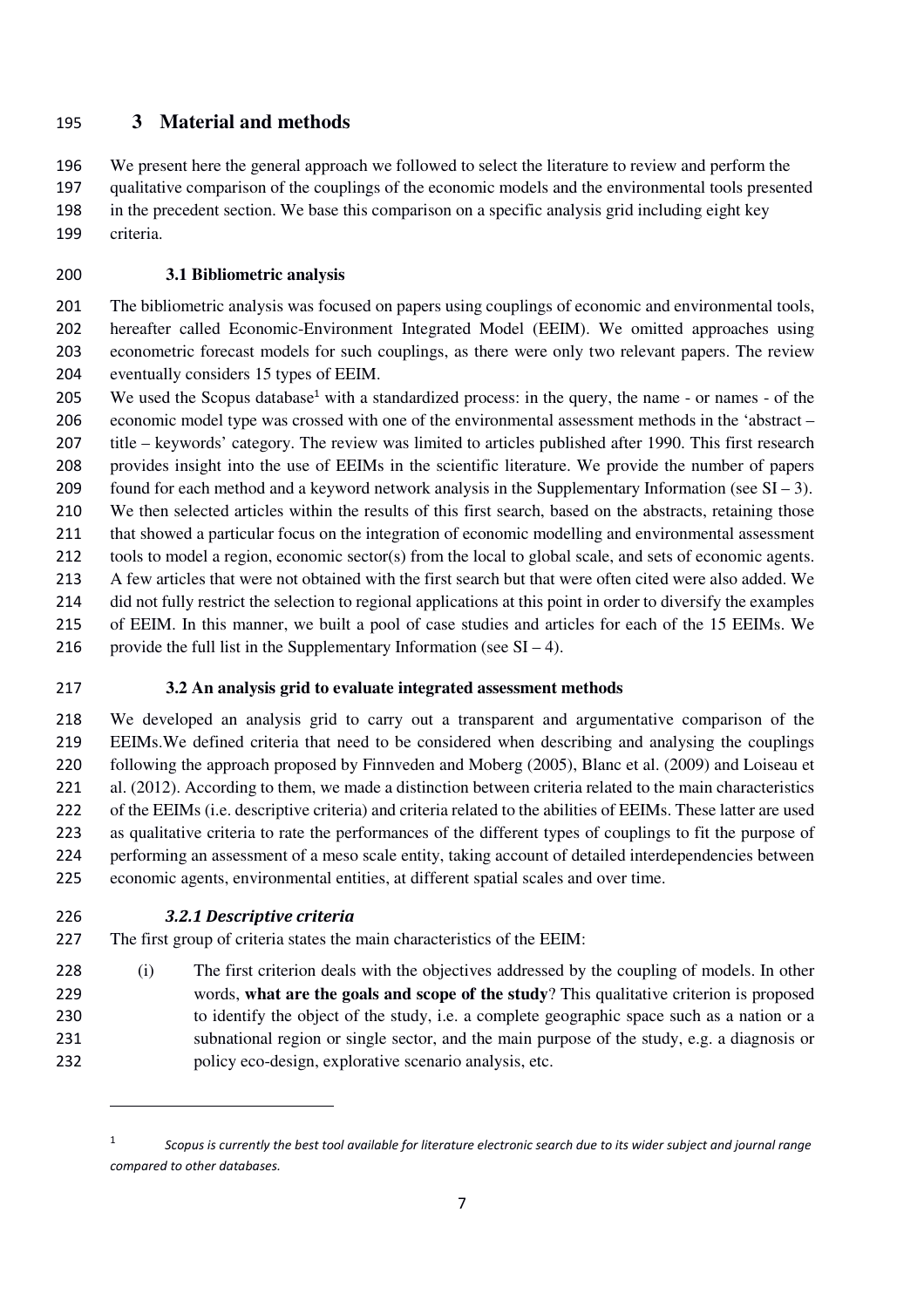# 3 Material and methods

We present here the general approach we followed to select the literature to review and perform the qualitative comparison of the couplings of the economic models and the environmental tools presented in the precedent section. We base this comparison on a specific analysis grid including eight key criteria.

## 3.1 Bibliometric analysis

The bibliometric analysis was focused on papers using couplings of economic and environmental tools, hereafter called Economic-Environment Integrated Model (EEIM). We omitted approaches using econometric forecast models for such couplings, as there were only two relevant papers. The review eventually considers 15 types of EEIM.

We used the Scopus database[1] with a standardized process: in the query, the name - or names - of the economic model type was crossed with one of the environmental assessment methods in the 'abstract – title – keywords' category. The review was limited to articles published after 1990. This first research provides insight into the use of EEIMs in the scientific literature. We provide the number of papers found for each method and a keyword network analysis in the Supplementary Information (see SI – 3). We then selected articles within the results of this first search, based on the abstracts, retaining those that showed a particular focus on the integration of economic modelling and environmental assessment tools to model a region, economic sector(s) from the local to global scale, and sets of economic agents. A few articles that were not obtained with the first search but that were often cited were also added. We did not fully restrict the selection to regional applications at this point in order to diversify the examples of EEIM. In this manner, we built a pool of case studies and articles for each of the 15 EEIMs. We provide the full list in the Supplementary Information (see SI – 4).

## 3.2 An analysis grid to evaluate integrated assessment methods

We developed an analysis grid to carry out a transparent and argumentative comparison of the EEIMs.We defined criteria that need to be considered when describing and analysing the couplings following the approach proposed by Finnveden and Moberg (2005), Blanc et al. (2009) and Loiseau et al. (2012). According to them, we made a distinction between criteria related to the main characteristics of the EEIMs (i.e. descriptive criteria) and criteria related to the abilities of EEIMs. These latter are used as qualitative criteria to rate the performances of the different types of couplings to fit the purpose of performing an assessment of a meso scale entity, taking account of detailed interdependencies between economic agents, environmental entities, at different spatial scales and over time.

### *3.2.1 Descriptive criteria*

The first group of criteria states the main characteristics of the EEIM:

(i) The first criterion deals with the objectives addressed by the coupling of models. In other words, **what are the goals and scope of the study**? This qualitative criterion is proposed to identify the object of the study, i.e. a complete geographic space such as a nation or a subnational region or single sector, and the main purpose of the study, e.g. a diagnosis or policy eco-design, explorative scenario analysis, etc.

---

[1] *Scopus is currently the best tool available for literature electronic search due to its wider subject and journal range compared to other databases.*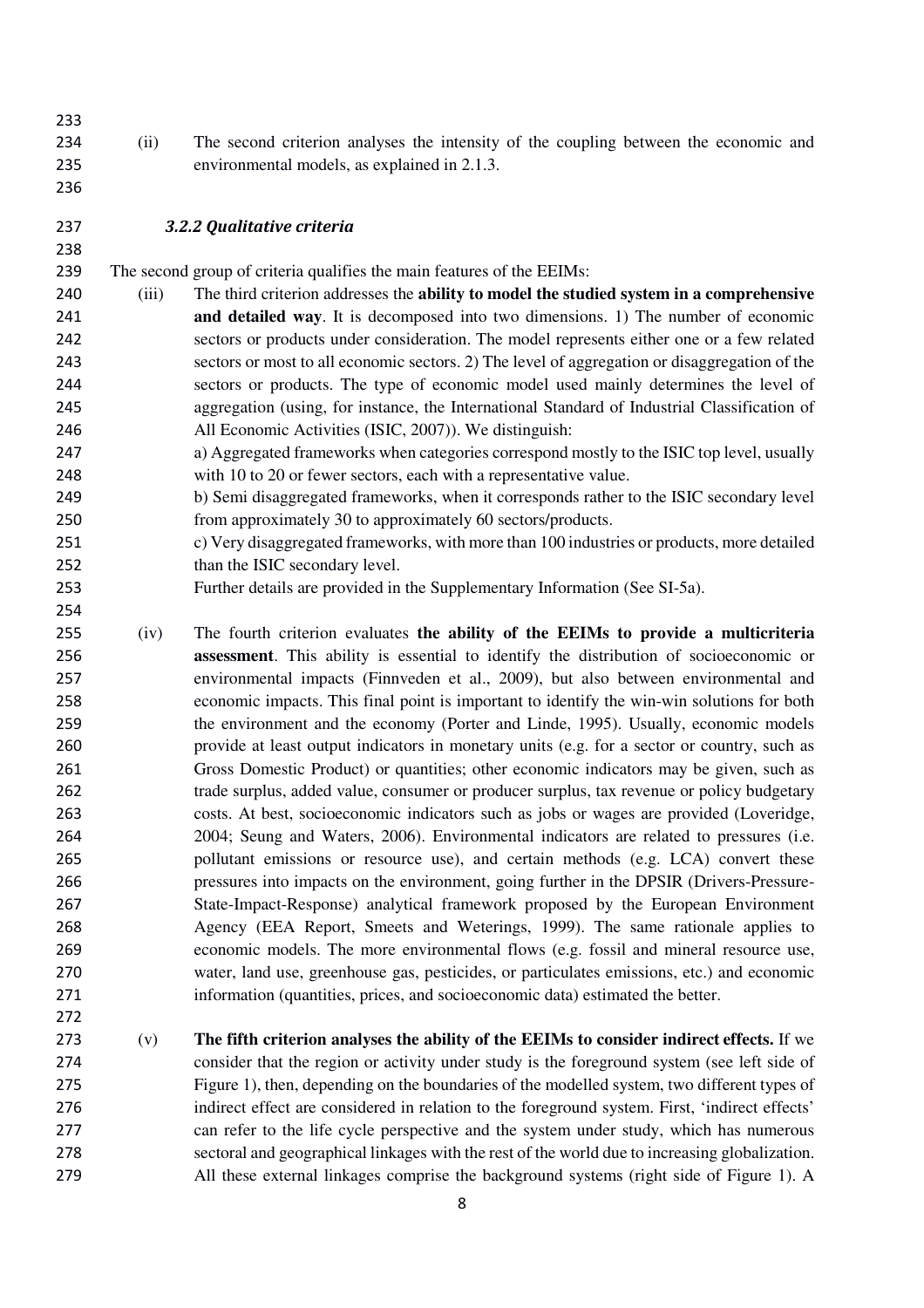(ii) The second criterion analyses the intensity of the coupling between the economic and environmental models, as explained in 2.1.3.

### *3.2.2 Qualitative criteria*

The second group of criteria qualifies the main features of the EEIMs:

(iii) The third criterion addresses the **ability to model the studied system in a comprehensive and detailed way**. It is decomposed into two dimensions. 1) The number of economic sectors or products under consideration. The model represents either one or a few related sectors or most to all economic sectors. 2) The level of aggregation or disaggregation of the sectors or products. The type of economic model used mainly determines the level of aggregation (using, for instance, the International Standard of Industrial Classification of All Economic Activities (ISIC, 2007)). We distinguish:

a) Aggregated frameworks when categories correspond mostly to the ISIC top level, usually with 10 to 20 or fewer sectors, each with a representative value.

b) Semi disaggregated frameworks, when it corresponds rather to the ISIC secondary level from approximately 30 to approximately 60 sectors/products.

c) Very disaggregated frameworks, with more than 100 industries or products, more detailed than the ISIC secondary level.

Further details are provided in the Supplementary Information (See SI-5a).

(iv) The fourth criterion evaluates **the ability of the EEIMs to provide a multicriteria assessment**. This ability is essential to identify the distribution of socioeconomic or environmental impacts (Finnveden et al., 2009), but also between environmental and economic impacts. This final point is important to identify the win-win solutions for both the environment and the economy (Porter and Linde, 1995). Usually, economic models provide at least output indicators in monetary units (e.g. for a sector or country, such as Gross Domestic Product) or quantities; other economic indicators may be given, such as trade surplus, added value, consumer or producer surplus, tax revenue or policy budgetary costs. At best, socioeconomic indicators such as jobs or wages are provided (Loveridge, 2004; Seung and Waters, 2006). Environmental indicators are related to pressures (i.e. pollutant emissions or resource use), and certain methods (e.g. LCA) convert these pressures into impacts on the environment, going further in the DPSIR (Drivers-Pressure-State-Impact-Response) analytical framework proposed by the European Environment Agency (EEA Report, Smeets and Weterings, 1999). The same rationale applies to economic models. The more environmental flows (e.g. fossil and mineral resource use, water, land use, greenhouse gas, pesticides, or particulates emissions, etc.) and economic information (quantities, prices, and socioeconomic data) estimated the better.

(v) **The fifth criterion analyses the ability of the EEIMs to consider indirect effects.** If we consider that the region or activity under study is the foreground system (see left side of Figure 1), then, depending on the boundaries of the modelled system, two different types of indirect effect are considered in relation to the foreground system. First, 'indirect effects' can refer to the life cycle perspective and the system under study, which has numerous sectoral and geographical linkages with the rest of the world due to increasing globalization. All these external linkages comprise the background systems (right side of Figure 1). A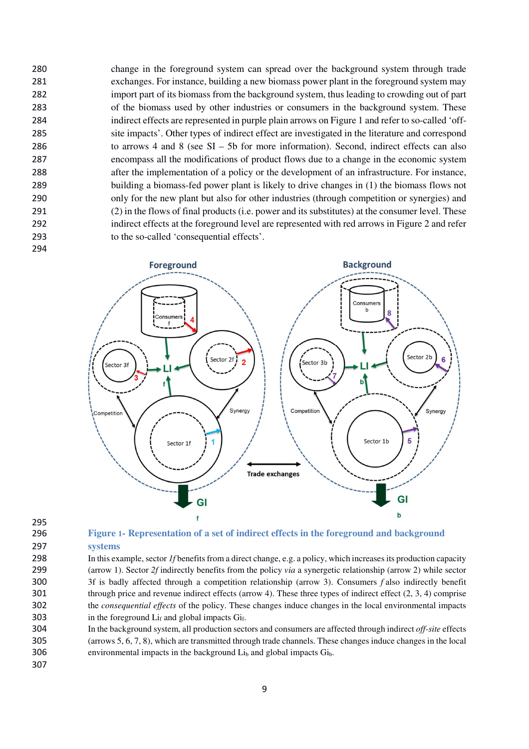change in the foreground system can spread over the background system through trade exchanges. For instance, building a new biomass power plant in the foreground system may import part of its biomass from the background system, thus leading to crowding out of part of the biomass used by other industries or consumers in the background system. These indirect effects are represented in purple plain arrows on Figure 1 and refer to so-called 'off-site impacts'. Other types of indirect effect are investigated in the literature and correspond to arrows 4 and 8 (see SI – 5b for more information). Second, indirect effects can also encompass all the modifications of product flows due to a change in the economic system after the implementation of a policy or the development of an infrastructure. For instance, building a biomass-fed power plant is likely to drive changes in (1) the biomass flows not only for the new plant but also for other industries (through competition or synergies) and (2) in the flows of final products (i.e. power and its substitutes) at the consumer level. These indirect effects at the foreground level are represented with red arrows in Figure 2 and refer to the so-called 'consequential effects'.

**Figure 1- Representation of a set of indirect effects in the foreground and background systems**

In this example, sector *1f* benefits from a direct change, e.g. a policy, which increases its production capacity (arrow 1). Sector *2f* indirectly benefits from the policy *via* a synergetic relationship (arrow 2) while sector 3f is badly affected through a competition relationship (arrow 3). Consumers *f* also indirectly benefit through price and revenue indirect effects (arrow 4). These three types of indirect effect (2, 3, 4) comprise the *consequential effects* of the policy. These changes induce changes in the local environmental impacts in the foreground $Li_f$ and global impacts $Gi_f$.

In the background system, all production sectors and consumers are affected through indirect *off-site* effects (arrows 5, 6, 7, 8), which are transmitted through trade channels. These changes induce changes in the local environmental impacts in the background $Li_b$ and global impacts $Gi_b$.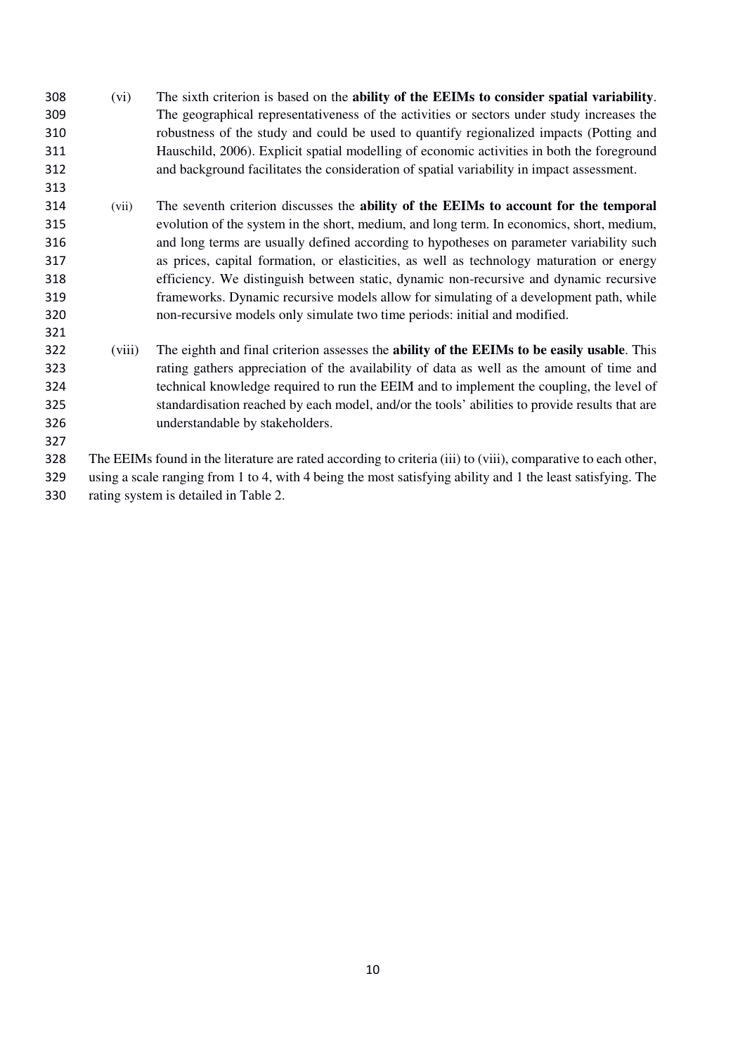(vi) The sixth criterion is based on the **ability of the EEIMs to consider spatial variability**. The geographical representativeness of the activities or sectors under study increases the robustness of the study and could be used to quantify regionalized impacts (Potting and Hauschild, 2006). Explicit spatial modelling of economic activities in both the foreground and background facilitates the consideration of spatial variability in impact assessment.

(vii) The seventh criterion discusses the **ability of the EEIMs to account for the temporal** evolution of the system in the short, medium, and long term. In economics, short, medium, and long terms are usually defined according to hypotheses on parameter variability such as prices, capital formation, or elasticities, as well as technology maturation or energy efficiency. We distinguish between static, dynamic non-recursive and dynamic recursive frameworks. Dynamic recursive models allow for simulating of a development path, while non-recursive models only simulate two time periods: initial and modified.

(viii) The eighth and final criterion assesses the **ability of the EEIMs to be easily usable**. This rating gathers appreciation of the availability of data as well as the amount of time and technical knowledge required to run the EEIM and to implement the coupling, the level of standardisation reached by each model, and/or the tools' abilities to provide results that are understandable by stakeholders.

The EEIMs found in the literature are rated according to criteria (iii) to (viii), comparative to each other, using a scale ranging from 1 to 4, with 4 being the most satisfying ability and 1 the least satisfying. The rating system is detailed in Table 2.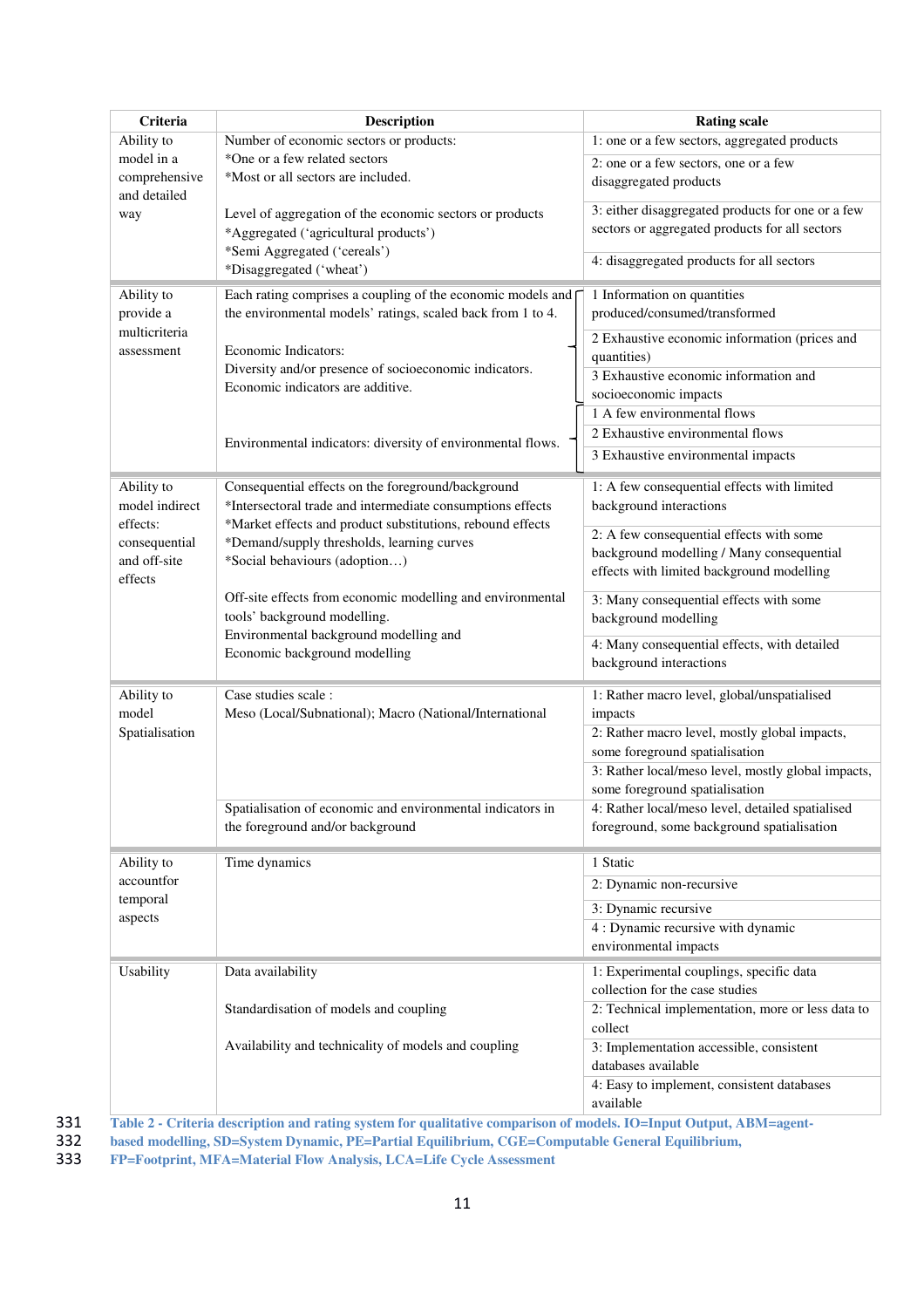| Criteria | Description | Rating scale |
|---|---|---|
| Ability to model in a comprehensive and detailed way | Number of economic sectors or products:<br>*One or a few related sectors<br>*Most or all sectors are included.<br><br>Level of aggregation of the economic sectors or products<br>*Aggregated ('agricultural products')<br>*Semi Aggregated ('cereals')<br>*Disaggregated ('wheat') | 1: one or a few sectors, aggregated products<br>2: one or a few sectors, one or a few disaggregated products<br>3: either disaggregated products for one or a few sectors or aggregated products for all sectors<br>4: disaggregated products for all sectors |
| Ability to provide a multicriteria assessment | Each rating comprises a coupling of the economic models and the environmental models' ratings, scaled back from 1 to 4.<br><br>Economic Indicators:<br>Diversity and/or presence of socioeconomic indicators.<br>Economic indicators are additive.<br><br>Environmental indicators: diversity of environmental flows. | 1 Information on quantities produced/consumed/transformed<br>2 Exhaustive economic information (prices and quantities)<br>3 Exhaustive economic information and socioeconomic impacts<br>1 A few environmental flows<br>2 Exhaustive environmental flows<br>3 Exhaustive environmental impacts |
| Ability to model indirect effects: consequential and off-site effects | Consequential effects on the foreground/background<br>*Intersectoral trade and intermediate consumptions effects<br>*Market effects and product substitutions, rebound effects<br>*Demand/supply thresholds, learning curves<br>*Social behaviours (adoption…)<br><br>Off-site effects from economic modelling and environmental tools' background modelling.<br>Environmental background modelling and Economic background modelling | 1: A few consequential effects with limited background interactions<br>2: A few consequential effects with some background modelling / Many consequential effects with limited background modelling<br>3: Many consequential effects with some background modelling<br>4: Many consequential effects, with detailed background interactions |
| Ability to model Spatialisation | Case studies scale :<br>Meso (Local/Subnational); Macro (National/International<br><br>Spatialisation of economic and environmental indicators in the foreground and/or background | 1: Rather macro level, global/unspatialised impacts<br>2: Rather macro level, mostly global impacts, some foreground spatialisation<br>3: Rather local/meso level, mostly global impacts, some foreground spatialisation<br>4: Rather local/meso level, detailed spatialised foreground, some background spatialisation |
| Ability to accountfor temporal aspects | Time dynamics | 1 Static<br>2: Dynamic non-recursive<br>3: Dynamic recursive<br>4 : Dynamic recursive with dynamic environmental impacts |
| Usability | Data availability<br><br>Standardisation of models and coupling<br><br>Availability and technicality of models and coupling | 1: Experimental couplings, specific data collection for the case studies<br>2: Technical implementation, more or less data to collect<br>3: Implementation accessible, consistent databases available<br>4: Easy to implement, consistent databases available |

**Table 2 - Criteria description and rating system for qualitative comparison of models. IO=Input Output, ABM=agent-based modelling, SD=System Dynamic, PE=Partial Equilibrium, CGE=Computable General Equilibrium, FP=Footprint, MFA=Material Flow Analysis, LCA=Life Cycle Assessment**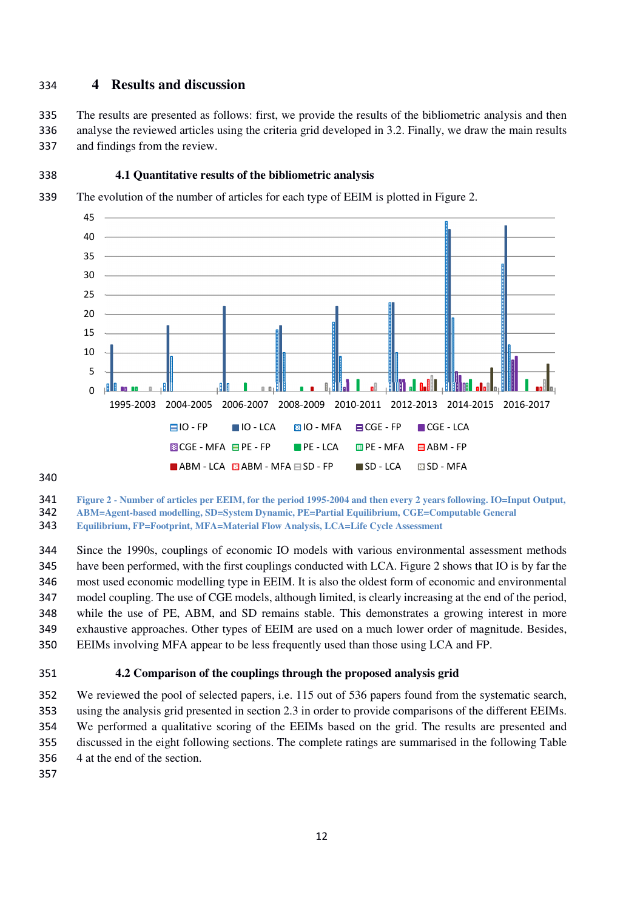## 4 Results and discussion

The results are presented as follows: first, we provide the results of the bibliometric analysis and then analyse the reviewed articles using the criteria grid developed in 3.2. Finally, we draw the main results and findings from the review.

### 4.1 Quantitative results of the bibliometric analysis

The evolution of the number of articles for each type of EEIM is plotted in Figure 2.

Figure 2 - Number of articles per EEIM, for the period 1995-2004 and then every 2 years following. IO=Input Output, ABM=Agent-based modelling, SD=System Dynamic, PE=Partial Equilibrium, CGE=Computable General Equilibrium, FP=Footprint, MFA=Material Flow Analysis, LCA=Life Cycle Assessment

Since the 1990s, couplings of economic IO models with various environmental assessment methods have been performed, with the first couplings conducted with LCA. Figure 2 shows that IO is by far the most used economic modelling type in EEIM. It is also the oldest form of economic and environmental model coupling. The use of CGE models, although limited, is clearly increasing at the end of the period, while the use of PE, ABM, and SD remains stable. This demonstrates a growing interest in more exhaustive approaches. Other types of EEIM are used on a much lower order of magnitude. Besides, EEIMs involving MFA appear to be less frequently used than those using LCA and FP.

### 4.2 Comparison of the couplings through the proposed analysis grid

We reviewed the pool of selected papers, i.e. 115 out of 536 papers found from the systematic search, using the analysis grid presented in section 2.3 in order to provide comparisons of the different EEIMs. We performed a qualitative scoring of the EEIMs based on the grid. The results are presented and discussed in the eight following sections. The complete ratings are summarised in the following Table 4 at the end of the section.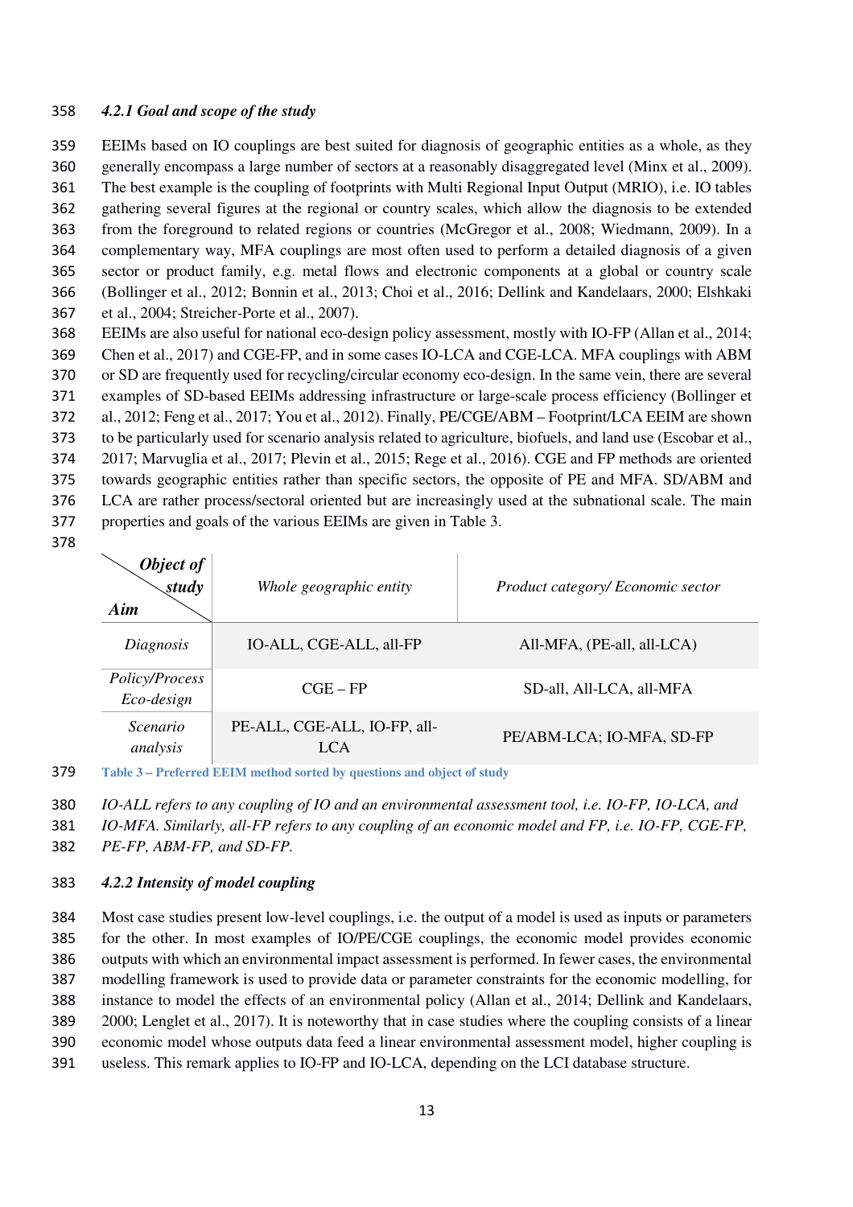#### *4.2.1 Goal and scope of the study*

EEIMs based on IO couplings are best suited for diagnosis of geographic entities as a whole, as they generally encompass a large number of sectors at a reasonably disaggregated level (Minx et al., 2009). The best example is the coupling of footprints with Multi Regional Input Output (MRIO), i.e. IO tables gathering several figures at the regional or country scales, which allow the diagnosis to be extended from the foreground to related regions or countries (McGregor et al., 2008; Wiedmann, 2009). In a complementary way, MFA couplings are most often used to perform a detailed diagnosis of a given sector or product family, e.g. metal flows and electronic components at a global or country scale (Bollinger et al., 2012; Bonnin et al., 2013; Choi et al., 2016; Dellink and Kandelaars, 2000; Elshkaki et al., 2004; Streicher-Porte et al., 2007).

EEIMs are also useful for national eco-design policy assessment, mostly with IO-FP (Allan et al., 2014; Chen et al., 2017) and CGE-FP, and in some cases IO-LCA and CGE-LCA. MFA couplings with ABM or SD are frequently used for recycling/circular economy eco-design. In the same vein, there are several examples of SD-based EEIMs addressing infrastructure or large-scale process efficiency (Bollinger et al., 2012; Feng et al., 2017; You et al., 2012). Finally, PE/CGE/ABM – Footprint/LCA EEIM are shown to be particularly used for scenario analysis related to agriculture, biofuels, and land use (Escobar et al., 2017; Marvuglia et al., 2017; Plevin et al., 2015; Rege et al., 2016). CGE and FP methods are oriented towards geographic entities rather than specific sectors, the opposite of PE and MFA. SD/ABM and LCA are rather process/sectoral oriented but are increasingly used at the subnational scale. The main properties and goals of the various EEIMs are given in Table 3.

| ***Object of study*** / ***Aim*** | *Whole geographic entity* | *Product category/ Economic sector* |
|---|---|---|
| *Diagnosis* | IO-ALL, CGE-ALL, all-FP | All-MFA, (PE-all, all-LCA) |
| *Policy/Process Eco-design* | CGE – FP | SD-all, All-LCA, all-MFA |
| *Scenario analysis* | PE-ALL, CGE-ALL, IO-FP, all-LCA | PE/ABM-LCA; IO-MFA, SD-FP |

**Table 3 – Preferred EEIM method sorted by questions and object of study**

*IO-ALL refers to any coupling of IO and an environmental assessment tool, i.e. IO-FP, IO-LCA, and IO-MFA. Similarly, all-FP refers to any coupling of an economic model and FP, i.e. IO-FP, CGE-FP, PE-FP, ABM-FP, and SD-FP.*

#### *4.2.2 Intensity of model coupling*

Most case studies present low-level couplings, i.e. the output of a model is used as inputs or parameters for the other. In most examples of IO/PE/CGE couplings, the economic model provides economic outputs with which an environmental impact assessment is performed. In fewer cases, the environmental modelling framework is used to provide data or parameter constraints for the economic modelling, for instance to model the effects of an environmental policy (Allan et al., 2014; Dellink and Kandelaars, 2000; Lenglet et al., 2017). It is noteworthy that in case studies where the coupling consists of a linear economic model whose outputs data feed a linear environmental assessment model, higher coupling is useless. This remark applies to IO-FP and IO-LCA, depending on the LCI database structure.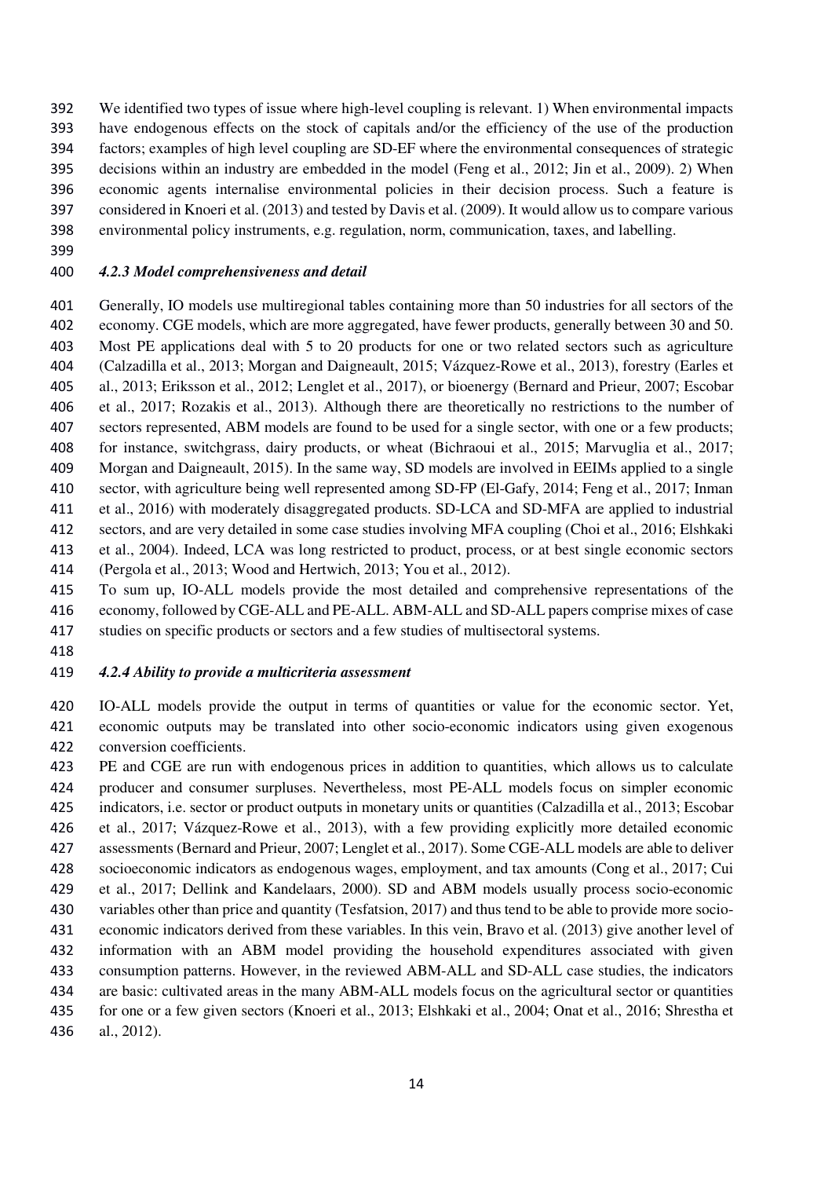We identified two types of issue where high-level coupling is relevant. 1) When environmental impacts have endogenous effects on the stock of capitals and/or the efficiency of the use of the production factors; examples of high level coupling are SD-EF where the environmental consequences of strategic decisions within an industry are embedded in the model (Feng et al., 2012; Jin et al., 2009). 2) When economic agents internalise environmental policies in their decision process. Such a feature is considered in Knoeri et al. (2013) and tested by Davis et al. (2009). It would allow us to compare various environmental policy instruments, e.g. regulation, norm, communication, taxes, and labelling.

#### *4.2.3 Model comprehensiveness and detail*

Generally, IO models use multiregional tables containing more than 50 industries for all sectors of the economy. CGE models, which are more aggregated, have fewer products, generally between 30 and 50. Most PE applications deal with 5 to 20 products for one or two related sectors such as agriculture (Calzadilla et al., 2013; Morgan and Daigneault, 2015; Vázquez-Rowe et al., 2013), forestry (Earles et al., 2013; Eriksson et al., 2012; Lenglet et al., 2017), or bioenergy (Bernard and Prieur, 2007; Escobar et al., 2017; Rozakis et al., 2013). Although there are theoretically no restrictions to the number of sectors represented, ABM models are found to be used for a single sector, with one or a few products; for instance, switchgrass, dairy products, or wheat (Bichraoui et al., 2015; Marvuglia et al., 2017; Morgan and Daigneault, 2015). In the same way, SD models are involved in EEIMs applied to a single sector, with agriculture being well represented among SD-FP (El-Gafy, 2014; Feng et al., 2017; Inman et al., 2016) with moderately disaggregated products. SD-LCA and SD-MFA are applied to industrial sectors, and are very detailed in some case studies involving MFA coupling (Choi et al., 2016; Elshkaki et al., 2004). Indeed, LCA was long restricted to product, process, or at best single economic sectors (Pergola et al., 2013; Wood and Hertwich, 2013; You et al., 2012).

To sum up, IO-ALL models provide the most detailed and comprehensive representations of the economy, followed by CGE-ALL and PE-ALL. ABM-ALL and SD-ALL papers comprise mixes of case studies on specific products or sectors and a few studies of multisectoral systems.

#### *4.2.4 Ability to provide a multicriteria assessment*

IO-ALL models provide the output in terms of quantities or value for the economic sector. Yet, economic outputs may be translated into other socio-economic indicators using given exogenous conversion coefficients.

PE and CGE are run with endogenous prices in addition to quantities, which allows us to calculate producer and consumer surpluses. Nevertheless, most PE-ALL models focus on simpler economic indicators, i.e. sector or product outputs in monetary units or quantities (Calzadilla et al., 2013; Escobar et al., 2017; Vázquez-Rowe et al., 2013), with a few providing explicitly more detailed economic assessments (Bernard and Prieur, 2007; Lenglet et al., 2017). Some CGE-ALL models are able to deliver socioeconomic indicators as endogenous wages, employment, and tax amounts (Cong et al., 2017; Cui et al., 2017; Dellink and Kandelaars, 2000). SD and ABM models usually process socio-economic variables other than price and quantity (Tesfatsion, 2017) and thus tend to be able to provide more socio-economic indicators derived from these variables. In this vein, Bravo et al. (2013) give another level of information with an ABM model providing the household expenditures associated with given consumption patterns. However, in the reviewed ABM-ALL and SD-ALL case studies, the indicators are basic: cultivated areas in the many ABM-ALL models focus on the agricultural sector or quantities for one or a few given sectors (Knoeri et al., 2013; Elshkaki et al., 2004; Onat et al., 2016; Shrestha et al., 2012).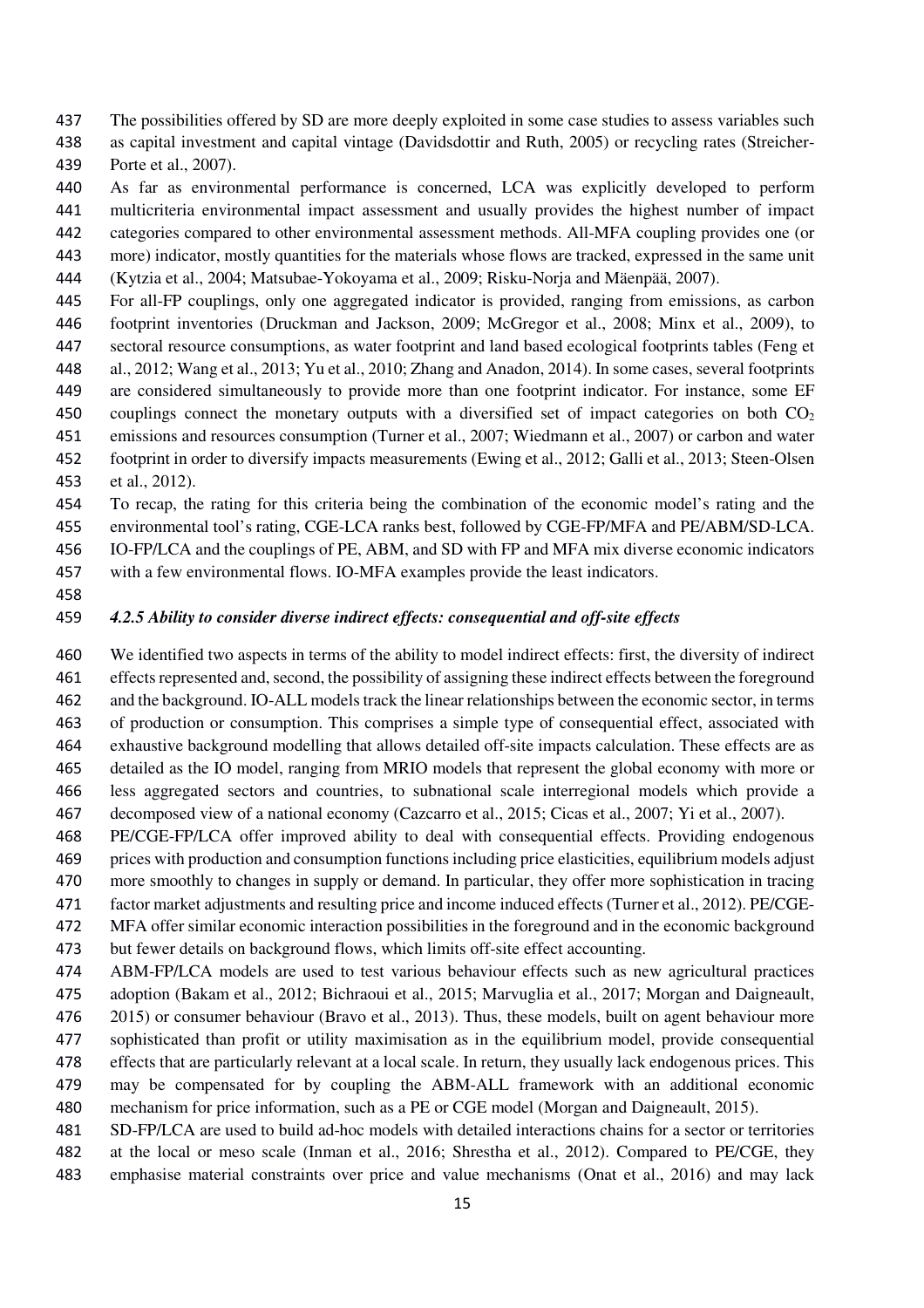The possibilities offered by SD are more deeply exploited in some case studies to assess variables such as capital investment and capital vintage (Davidsdottir and Ruth, 2005) or recycling rates (Streicher-Porte et al., 2007).

As far as environmental performance is concerned, LCA was explicitly developed to perform multicriteria environmental impact assessment and usually provides the highest number of impact categories compared to other environmental assessment methods. All-MFA coupling provides one (or more) indicator, mostly quantities for the materials whose flows are tracked, expressed in the same unit (Kytzia et al., 2004; Matsubae-Yokoyama et al., 2009; Risku-Norja and Mäenpää, 2007).

For all-FP couplings, only one aggregated indicator is provided, ranging from emissions, as carbon footprint inventories (Druckman and Jackson, 2009; McGregor et al., 2008; Minx et al., 2009), to sectoral resource consumptions, as water footprint and land based ecological footprints tables (Feng et al., 2012; Wang et al., 2013; Yu et al., 2010; Zhang and Anadon, 2014). In some cases, several footprints are considered simultaneously to provide more than one footprint indicator. For instance, some EF couplings connect the monetary outputs with a diversified set of impact categories on both $CO_2$ emissions and resources consumption (Turner et al., 2007; Wiedmann et al., 2007) or carbon and water footprint in order to diversify impacts measurements (Ewing et al., 2012; Galli et al., 2013; Steen-Olsen et al., 2012).

To recap, the rating for this criteria being the combination of the economic model's rating and the environmental tool's rating, CGE-LCA ranks best, followed by CGE-FP/MFA and PE/ABM/SD-LCA. IO-FP/LCA and the couplings of PE, ABM, and SD with FP and MFA mix diverse economic indicators with a few environmental flows. IO-MFA examples provide the least indicators.

### *4.2.5 Ability to consider diverse indirect effects: consequential and off-site effects*

We identified two aspects in terms of the ability to model indirect effects: first, the diversity of indirect effects represented and, second, the possibility of assigning these indirect effects between the foreground and the background. IO-ALL models track the linear relationships between the economic sector, in terms of production or consumption. This comprises a simple type of consequential effect, associated with exhaustive background modelling that allows detailed off-site impacts calculation. These effects are as detailed as the IO model, ranging from MRIO models that represent the global economy with more or less aggregated sectors and countries, to subnational scale interregional models which provide a decomposed view of a national economy (Cazcarro et al., 2015; Cicas et al., 2007; Yi et al., 2007).

PE/CGE-FP/LCA offer improved ability to deal with consequential effects. Providing endogenous prices with production and consumption functions including price elasticities, equilibrium models adjust more smoothly to changes in supply or demand. In particular, they offer more sophistication in tracing factor market adjustments and resulting price and income induced effects (Turner et al., 2012). PE/CGE-MFA offer similar economic interaction possibilities in the foreground and in the economic background but fewer details on background flows, which limits off-site effect accounting.

ABM-FP/LCA models are used to test various behaviour effects such as new agricultural practices adoption (Bakam et al., 2012; Bichraoui et al., 2015; Marvuglia et al., 2017; Morgan and Daigneault, 2015) or consumer behaviour (Bravo et al., 2013). Thus, these models, built on agent behaviour more sophisticated than profit or utility maximisation as in the equilibrium model, provide consequential effects that are particularly relevant at a local scale. In return, they usually lack endogenous prices. This may be compensated for by coupling the ABM-ALL framework with an additional economic mechanism for price information, such as a PE or CGE model (Morgan and Daigneault, 2015).

SD-FP/LCA are used to build ad-hoc models with detailed interactions chains for a sector or territories at the local or meso scale (Inman et al., 2016; Shrestha et al., 2012). Compared to PE/CGE, they emphasise material constraints over price and value mechanisms (Onat et al., 2016) and may lack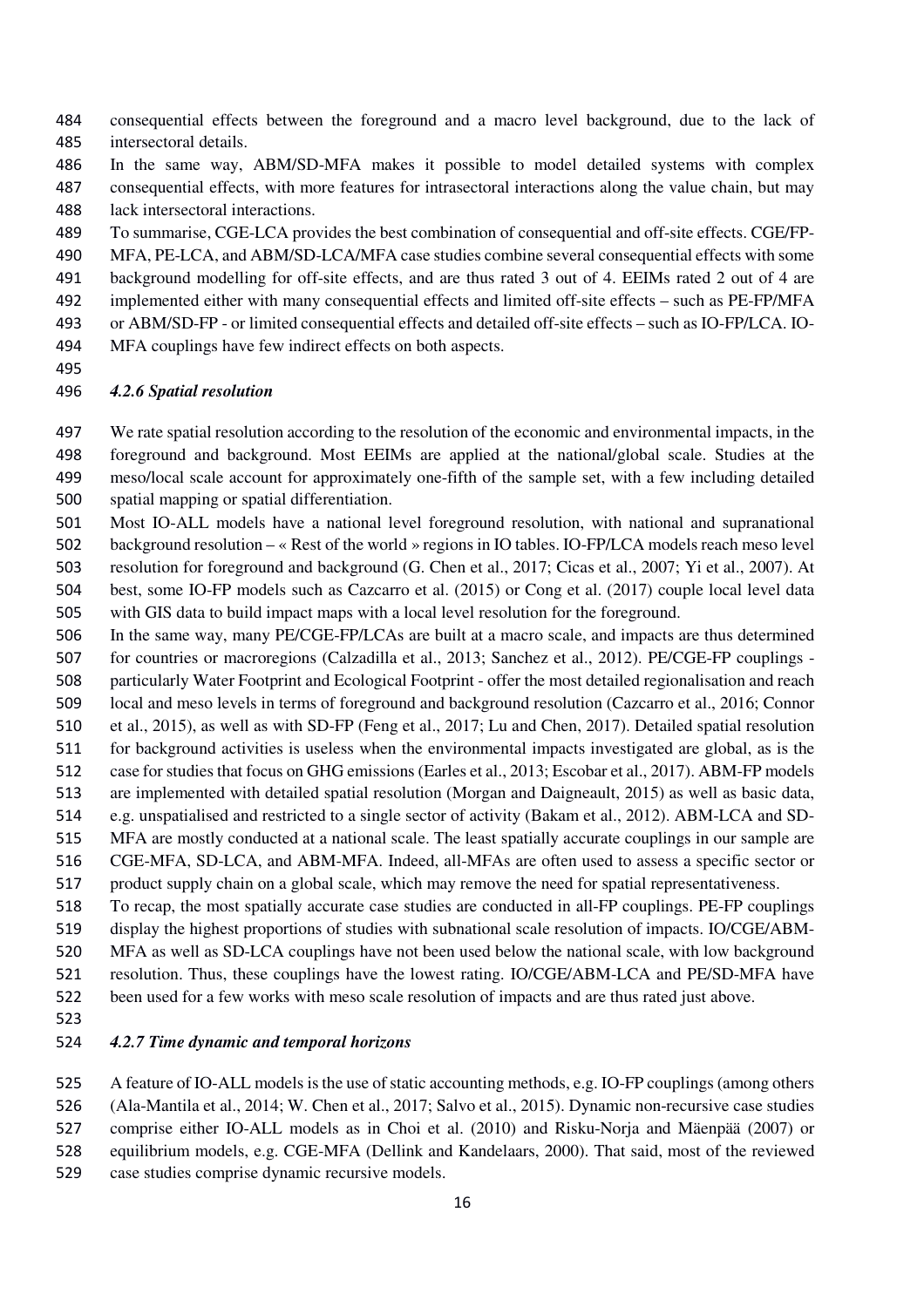consequential effects between the foreground and a macro level background, due to the lack of intersectoral details.

In the same way, ABM/SD-MFA makes it possible to model detailed systems with complex consequential effects, with more features for intrasectoral interactions along the value chain, but may lack intersectoral interactions.

To summarise, CGE-LCA provides the best combination of consequential and off-site effects. CGE/FP-MFA, PE-LCA, and ABM/SD-LCA/MFA case studies combine several consequential effects with some background modelling for off-site effects, and are thus rated 3 out of 4. EEIMs rated 2 out of 4 are implemented either with many consequential effects and limited off-site effects – such as PE-FP/MFA or ABM/SD-FP - or limited consequential effects and detailed off-site effects – such as IO-FP/LCA. IO-MFA couplings have few indirect effects on both aspects.

### *4.2.6 Spatial resolution*

We rate spatial resolution according to the resolution of the economic and environmental impacts, in the foreground and background. Most EEIMs are applied at the national/global scale. Studies at the meso/local scale account for approximately one-fifth of the sample set, with a few including detailed spatial mapping or spatial differentiation.

Most IO-ALL models have a national level foreground resolution, with national and supranational background resolution – « Rest of the world » regions in IO tables. IO-FP/LCA models reach meso level resolution for foreground and background (G. Chen et al., 2017; Cicas et al., 2007; Yi et al., 2007). At best, some IO-FP models such as Cazcarro et al. (2015) or Cong et al. (2017) couple local level data with GIS data to build impact maps with a local level resolution for the foreground.

In the same way, many PE/CGE-FP/LCAs are built at a macro scale, and impacts are thus determined for countries or macroregions (Calzadilla et al., 2013; Sanchez et al., 2012). PE/CGE-FP couplings - particularly Water Footprint and Ecological Footprint - offer the most detailed regionalisation and reach local and meso levels in terms of foreground and background resolution (Cazcarro et al., 2016; Connor et al., 2015), as well as with SD-FP (Feng et al., 2017; Lu and Chen, 2017). Detailed spatial resolution for background activities is useless when the environmental impacts investigated are global, as is the case for studies that focus on GHG emissions (Earles et al., 2013; Escobar et al., 2017). ABM-FP models are implemented with detailed spatial resolution (Morgan and Daigneault, 2015) as well as basic data, e.g. unspatialised and restricted to a single sector of activity (Bakam et al., 2012). ABM-LCA and SD-MFA are mostly conducted at a national scale. The least spatially accurate couplings in our sample are CGE-MFA, SD-LCA, and ABM-MFA. Indeed, all-MFAs are often used to assess a specific sector or product supply chain on a global scale, which may remove the need for spatial representativeness.

To recap, the most spatially accurate case studies are conducted in all-FP couplings. PE-FP couplings display the highest proportions of studies with subnational scale resolution of impacts. IO/CGE/ABM-MFA as well as SD-LCA couplings have not been used below the national scale, with low background resolution. Thus, these couplings have the lowest rating. IO/CGE/ABM-LCA and PE/SD-MFA have been used for a few works with meso scale resolution of impacts and are thus rated just above.

### *4.2.7 Time dynamic and temporal horizons*

A feature of IO-ALL models is the use of static accounting methods, e.g. IO-FP couplings (among others (Ala-Mantila et al., 2014; W. Chen et al., 2017; Salvo et al., 2015). Dynamic non-recursive case studies comprise either IO-ALL models as in Choi et al. (2010) and Risku-Norja and Mäenpää (2007) or equilibrium models, e.g. CGE-MFA (Dellink and Kandelaars, 2000). That said, most of the reviewed case studies comprise dynamic recursive models.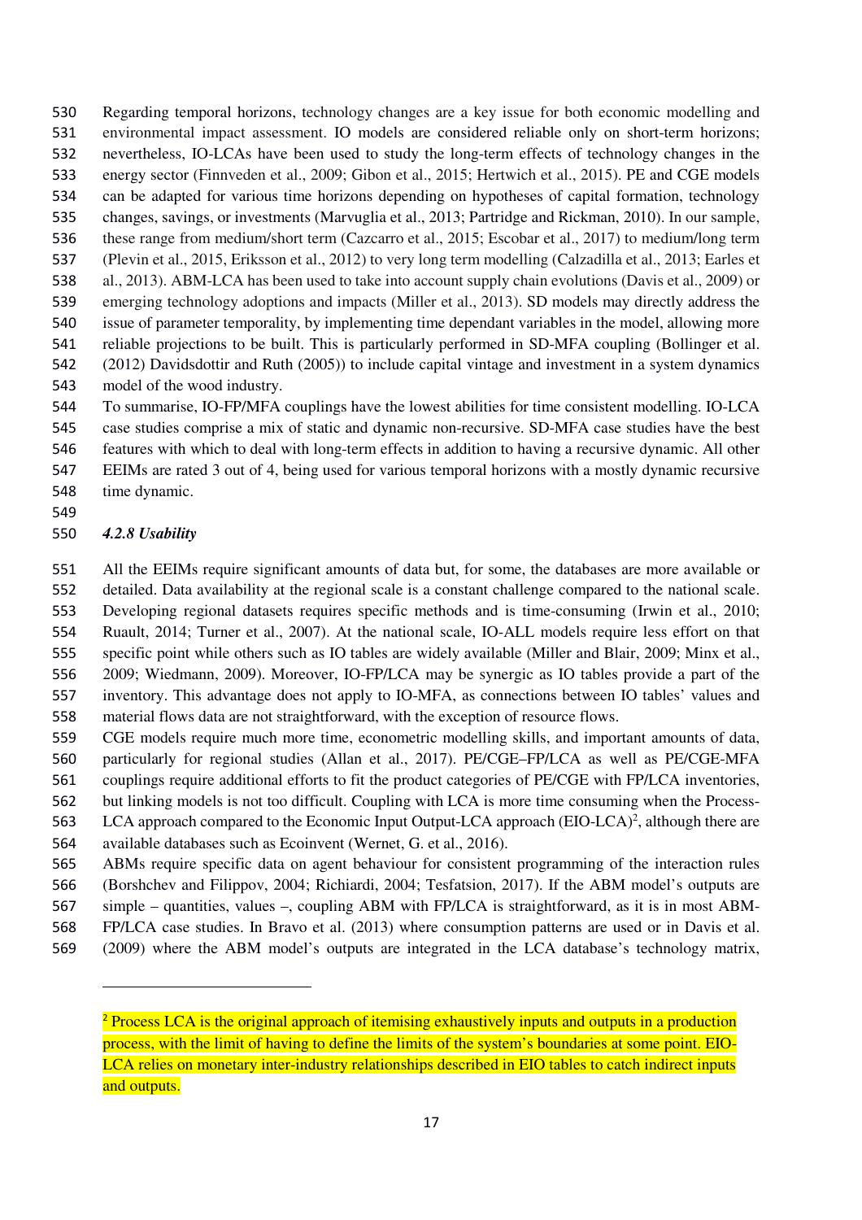Regarding temporal horizons, technology changes are a key issue for both economic modelling and environmental impact assessment. IO models are considered reliable only on short-term horizons; nevertheless, IO-LCAs have been used to study the long-term effects of technology changes in the energy sector (Finnveden et al., 2009; Gibon et al., 2015; Hertwich et al., 2015). PE and CGE models can be adapted for various time horizons depending on hypotheses of capital formation, technology changes, savings, or investments (Marvuglia et al., 2013; Partridge and Rickman, 2010). In our sample, these range from medium/short term (Cazcarro et al., 2015; Escobar et al., 2017) to medium/long term (Plevin et al., 2015, Eriksson et al., 2012) to very long term modelling (Calzadilla et al., 2013; Earles et al., 2013). ABM-LCA has been used to take into account supply chain evolutions (Davis et al., 2009) or emerging technology adoptions and impacts (Miller et al., 2013). SD models may directly address the issue of parameter temporality, by implementing time dependant variables in the model, allowing more reliable projections to be built. This is particularly performed in SD-MFA coupling (Bollinger et al. (2012) Davidsdottir and Ruth (2005)) to include capital vintage and investment in a system dynamics model of the wood industry.

To summarise, IO-FP/MFA couplings have the lowest abilities for time consistent modelling. IO-LCA case studies comprise a mix of static and dynamic non-recursive. SD-MFA case studies have the best features with which to deal with long-term effects in addition to having a recursive dynamic. All other EEIMs are rated 3 out of 4, being used for various temporal horizons with a mostly dynamic recursive time dynamic.

#### *4.2.8 Usability*

All the EEIMs require significant amounts of data but, for some, the databases are more available or detailed. Data availability at the regional scale is a constant challenge compared to the national scale. Developing regional datasets requires specific methods and is time-consuming (Irwin et al., 2010; Ruault, 2014; Turner et al., 2007). At the national scale, IO-ALL models require less effort on that specific point while others such as IO tables are widely available (Miller and Blair, 2009; Minx et al., 2009; Wiedmann, 2009). Moreover, IO-FP/LCA may be synergic as IO tables provide a part of the inventory. This advantage does not apply to IO-MFA, as connections between IO tables' values and material flows data are not straightforward, with the exception of resource flows.

CGE models require much more time, econometric modelling skills, and important amounts of data, particularly for regional studies (Allan et al., 2017). PE/CGE–FP/LCA as well as PE/CGE-MFA couplings require additional efforts to fit the product categories of PE/CGE with FP/LCA inventories, but linking models is not too difficult. Coupling with LCA is more time consuming when the Process-LCA approach compared to the Economic Input Output-LCA approach (EIO-LCA)[2], although there are available databases such as Ecoinvent (Wernet, G. et al., 2016).

ABMs require specific data on agent behaviour for consistent programming of the interaction rules (Borshchev and Filippov, 2004; Richiardi, 2004; Tesfatsion, 2017). If the ABM model's outputs are simple – quantities, values –, coupling ABM with FP/LCA is straightforward, as it is in most ABM-FP/LCA case studies. In Bravo et al. (2013) where consumption patterns are used or in Davis et al. (2009) where the ABM model's outputs are integrated in the LCA database's technology matrix,

---

[2] Process LCA is the original approach of itemising exhaustively inputs and outputs in a production process, with the limit of having to define the limits of the system's boundaries at some point. EIO-LCA relies on monetary inter-industry relationships described in EIO tables to catch indirect inputs and outputs.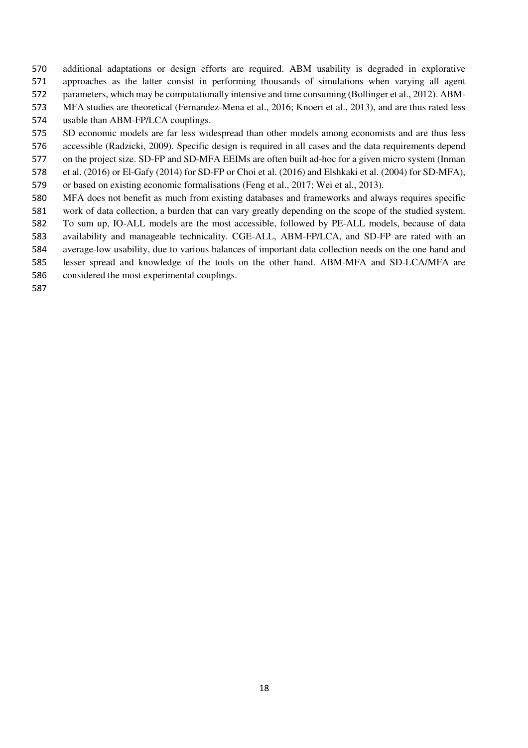additional adaptations or design efforts are required. ABM usability is degraded in explorative approaches as the latter consist in performing thousands of simulations when varying all agent parameters, which may be computationally intensive and time consuming (Bollinger et al., 2012). ABM-MFA studies are theoretical (Fernandez-Mena et al., 2016; Knoeri et al., 2013), and are thus rated less usable than ABM-FP/LCA couplings.

SD economic models are far less widespread than other models among economists and are thus less accessible (Radzicki, 2009). Specific design is required in all cases and the data requirements depend on the project size. SD-FP and SD-MFA EEIMs are often built ad-hoc for a given micro system (Inman et al. (2016) or El-Gafy (2014) for SD-FP or Choi et al. (2016) and Elshkaki et al. (2004) for SD-MFA), or based on existing economic formalisations (Feng et al., 2017; Wei et al., 2013).

MFA does not benefit as much from existing databases and frameworks and always requires specific work of data collection, a burden that can vary greatly depending on the scope of the studied system.

To sum up, IO-ALL models are the most accessible, followed by PE-ALL models, because of data availability and manageable technicality. CGE-ALL, ABM-FP/LCA, and SD-FP are rated with an average-low usability, due to various balances of important data collection needs on the one hand and lesser spread and knowledge of the tools on the other hand. ABM-MFA and SD-LCA/MFA are considered the most experimental couplings.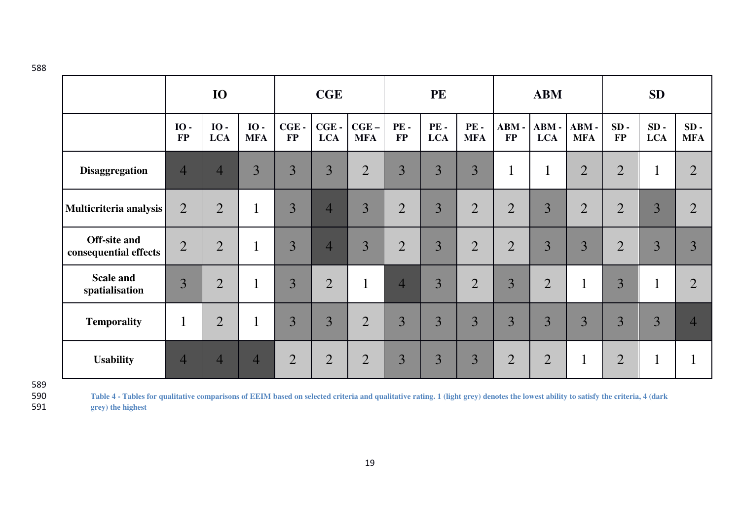| | IO | | | CGE | | | PE | | | ABM | | | SD | | |
|---|---|---|---|---|---|---|---|---|---|---|---|---|---|---|---|
| | IO - FP | IO - LCA | IO - MFA | CGE - FP | CGE - LCA | CGE – MFA | PE - FP | PE - LCA | PE - MFA | ABM - FP | ABM - LCA | ABM - MFA | SD - FP | SD - LCA | SD - MFA |
| **Disaggregation** | 4 | 4 | 3 | 3 | 3 | 2 | 3 | 3 | 3 | 1 | 1 | 2 | 2 | 1 | 2 |
| **Multicriteria analysis** | 2 | 2 | 1 | 3 | 4 | 3 | 2 | 3 | 2 | 2 | 3 | 2 | 2 | 3 | 2 |
| **Off-site and consequential effects** | 2 | 2 | 1 | 3 | 4 | 3 | 2 | 3 | 2 | 2 | 3 | 3 | 2 | 3 | 3 |
| **Scale and spatialisation** | 3 | 2 | 1 | 3 | 2 | 1 | 4 | 3 | 2 | 3 | 2 | 1 | 3 | 1 | 2 |
| **Temporality** | 1 | 2 | 1 | 3 | 3 | 2 | 3 | 3 | 3 | 3 | 3 | 3 | 3 | 3 | 4 |
| **Usability** | 4 | 4 | 4 | 2 | 2 | 2 | 3 | 3 | 3 | 2 | 2 | 1 | 2 | 1 | 1 |

**Table 4 - Tables for qualitative comparisons of EEIM based on selected criteria and qualitative rating. 1 (light grey) denotes the lowest ability to satisfy the criteria, 4 (dark grey) the highest**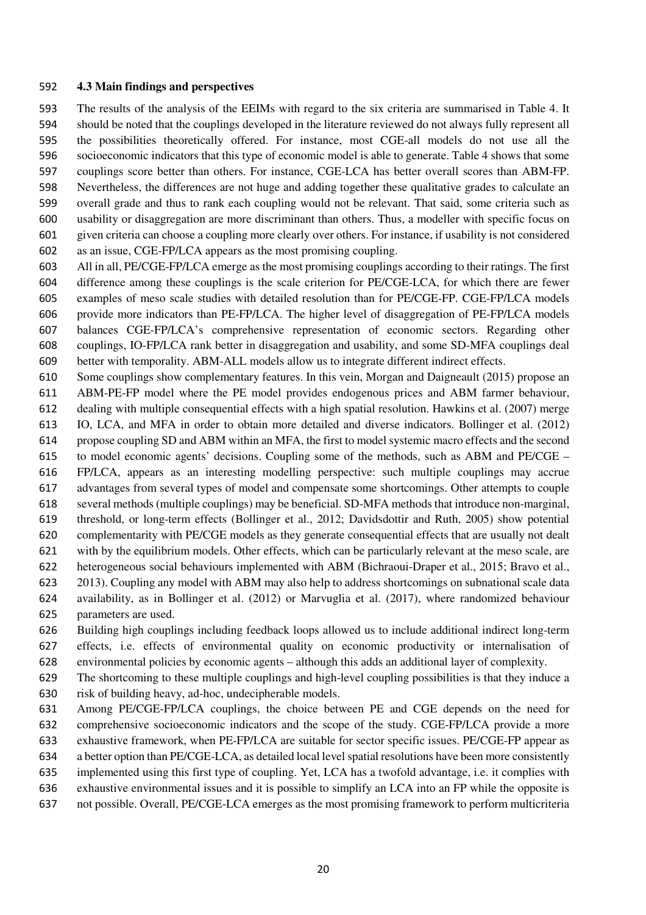### 4.3 Main findings and perspectives

The results of the analysis of the EEIMs with regard to the six criteria are summarised in Table 4. It should be noted that the couplings developed in the literature reviewed do not always fully represent all the possibilities theoretically offered. For instance, most CGE-all models do not use all the socioeconomic indicators that this type of economic model is able to generate. Table 4 shows that some couplings score better than others. For instance, CGE-LCA has better overall scores than ABM-FP. Nevertheless, the differences are not huge and adding together these qualitative grades to calculate an overall grade and thus to rank each coupling would not be relevant. That said, some criteria such as usability or disaggregation are more discriminant than others. Thus, a modeller with specific focus on given criteria can choose a coupling more clearly over others. For instance, if usability is not considered as an issue, CGE-FP/LCA appears as the most promising coupling.

All in all, PE/CGE-FP/LCA emerge as the most promising couplings according to their ratings. The first difference among these couplings is the scale criterion for PE/CGE-LCA, for which there are fewer examples of meso scale studies with detailed resolution than for PE/CGE-FP. CGE-FP/LCA models provide more indicators than PE-FP/LCA. The higher level of disaggregation of PE-FP/LCA models balances CGE-FP/LCA's comprehensive representation of economic sectors. Regarding other couplings, IO-FP/LCA rank better in disaggregation and usability, and some SD-MFA couplings deal better with temporality. ABM-ALL models allow us to integrate different indirect effects.

Some couplings show complementary features. In this vein, Morgan and Daigneault (2015) propose an ABM-PE-FP model where the PE model provides endogenous prices and ABM farmer behaviour, dealing with multiple consequential effects with a high spatial resolution. Hawkins et al. (2007) merge IO, LCA, and MFA in order to obtain more detailed and diverse indicators. Bollinger et al. (2012) propose coupling SD and ABM within an MFA, the first to model systemic macro effects and the second to model economic agents' decisions. Coupling some of the methods, such as ABM and PE/CGE – FP/LCA, appears as an interesting modelling perspective: such multiple couplings may accrue advantages from several types of model and compensate some shortcomings. Other attempts to couple several methods (multiple couplings) may be beneficial. SD-MFA methods that introduce non-marginal, threshold, or long-term effects (Bollinger et al., 2012; Davidsdottir and Ruth, 2005) show potential complementarity with PE/CGE models as they generate consequential effects that are usually not dealt with by the equilibrium models. Other effects, which can be particularly relevant at the meso scale, are heterogeneous social behaviours implemented with ABM (Bichraoui-Draper et al., 2015; Bravo et al., 2013). Coupling any model with ABM may also help to address shortcomings on subnational scale data availability, as in Bollinger et al. (2012) or Marvuglia et al. (2017), where randomized behaviour parameters are used.

Building high couplings including feedback loops allowed us to include additional indirect long-term effects, i.e. effects of environmental quality on economic productivity or internalisation of environmental policies by economic agents – although this adds an additional layer of complexity.

The shortcoming to these multiple couplings and high-level coupling possibilities is that they induce a risk of building heavy, ad-hoc, undecipherable models.

Among PE/CGE-FP/LCA couplings, the choice between PE and CGE depends on the need for comprehensive socioeconomic indicators and the scope of the study. CGE-FP/LCA provide a more exhaustive framework, when PE-FP/LCA are suitable for sector specific issues. PE/CGE-FP appear as a better option than PE/CGE-LCA, as detailed local level spatial resolutions have been more consistently implemented using this first type of coupling. Yet, LCA has a twofold advantage, i.e. it complies with exhaustive environmental issues and it is possible to simplify an LCA into an FP while the opposite is not possible. Overall, PE/CGE-LCA emerges as the most promising framework to perform multicriteria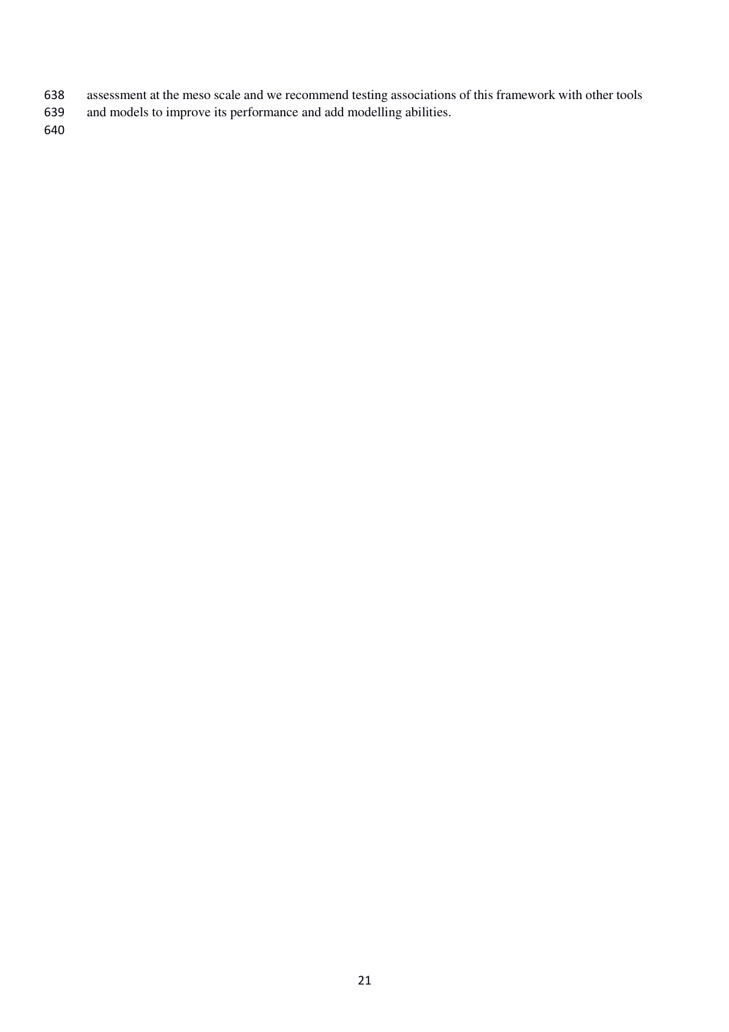assessment at the meso scale and we recommend testing associations of this framework with other tools and models to improve its performance and add modelling abilities.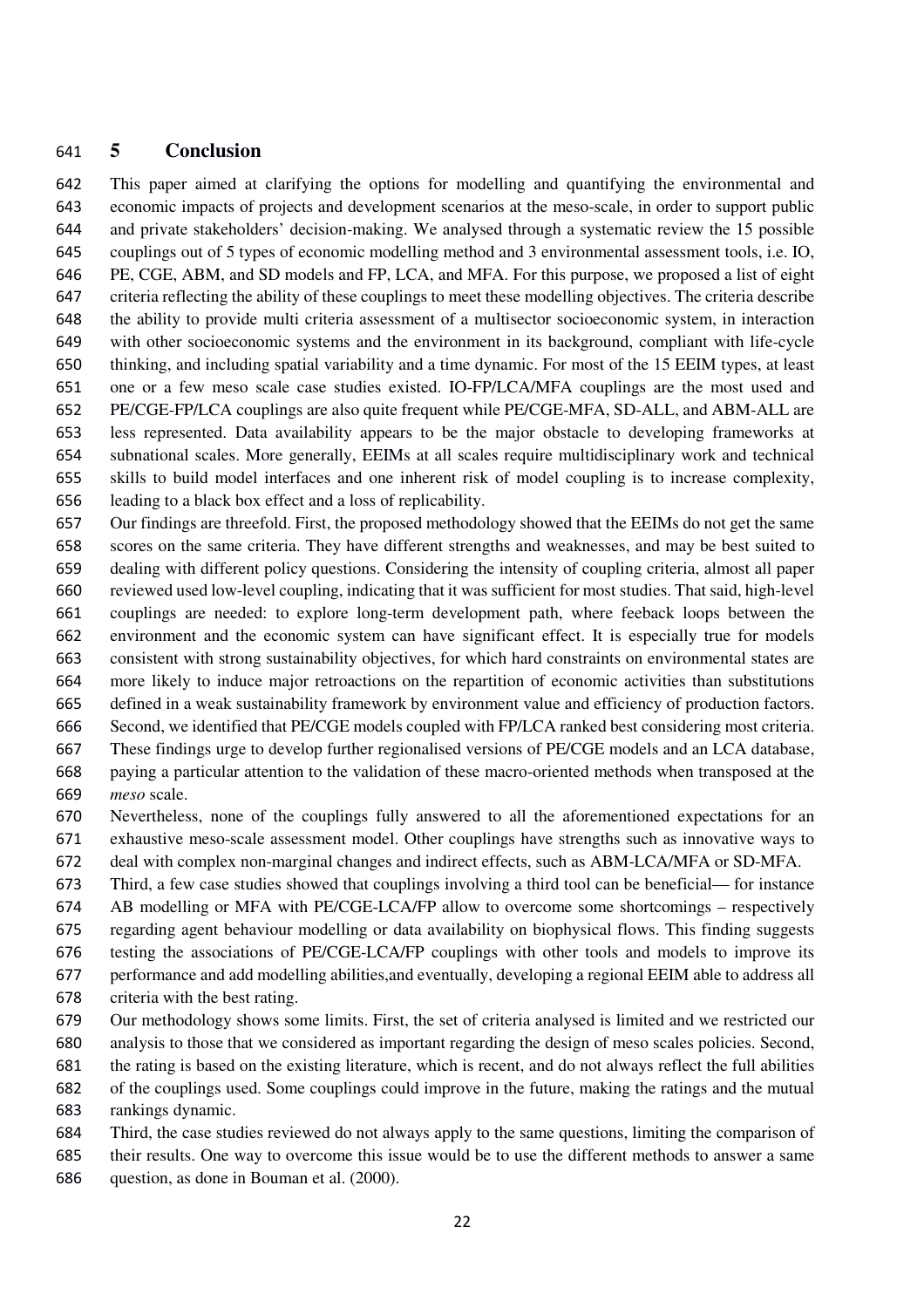# 5 Conclusion

This paper aimed at clarifying the options for modelling and quantifying the environmental and economic impacts of projects and development scenarios at the meso-scale, in order to support public and private stakeholders' decision-making. We analysed through a systematic review the 15 possible couplings out of 5 types of economic modelling method and 3 environmental assessment tools, i.e. IO, PE, CGE, ABM, and SD models and FP, LCA, and MFA. For this purpose, we proposed a list of eight criteria reflecting the ability of these couplings to meet these modelling objectives. The criteria describe the ability to provide multi criteria assessment of a multisector socioeconomic system, in interaction with other socioeconomic systems and the environment in its background, compliant with life-cycle thinking, and including spatial variability and a time dynamic. For most of the 15 EEIM types, at least one or a few meso scale case studies existed. IO-FP/LCA/MFA couplings are the most used and PE/CGE-FP/LCA couplings are also quite frequent while PE/CGE-MFA, SD-ALL, and ABM-ALL are less represented. Data availability appears to be the major obstacle to developing frameworks at subnational scales. More generally, EEIMs at all scales require multidisciplinary work and technical skills to build model interfaces and one inherent risk of model coupling is to increase complexity, leading to a black box effect and a loss of replicability.

Our findings are threefold. First, the proposed methodology showed that the EEIMs do not get the same scores on the same criteria. They have different strengths and weaknesses, and may be best suited to dealing with different policy questions. Considering the intensity of coupling criteria, almost all paper reviewed used low-level coupling, indicating that it was sufficient for most studies. That said, high-level couplings are needed: to explore long-term development path, where feeback loops between the environment and the economic system can have significant effect. It is especially true for models consistent with strong sustainability objectives, for which hard constraints on environmental states are more likely to induce major retroactions on the repartition of economic activities than substitutions defined in a weak sustainability framework by environment value and efficiency of production factors. Second, we identified that PE/CGE models coupled with FP/LCA ranked best considering most criteria. These findings urge to develop further regionalised versions of PE/CGE models and an LCA database, paying a particular attention to the validation of these macro-oriented methods when transposed at the *meso* scale.

Nevertheless, none of the couplings fully answered to all the aforementioned expectations for an exhaustive meso-scale assessment model. Other couplings have strengths such as innovative ways to deal with complex non-marginal changes and indirect effects, such as ABM-LCA/MFA or SD-MFA.

Third, a few case studies showed that couplings involving a third tool can be beneficial— for instance AB modelling or MFA with PE/CGE-LCA/FP allow to overcome some shortcomings – respectively regarding agent behaviour modelling or data availability on biophysical flows. This finding suggests testing the associations of PE/CGE-LCA/FP couplings with other tools and models to improve its performance and add modelling abilities,and eventually, developing a regional EEIM able to address all criteria with the best rating.

Our methodology shows some limits. First, the set of criteria analysed is limited and we restricted our analysis to those that we considered as important regarding the design of meso scales policies. Second, the rating is based on the existing literature, which is recent, and do not always reflect the full abilities of the couplings used. Some couplings could improve in the future, making the ratings and the mutual rankings dynamic.

Third, the case studies reviewed do not always apply to the same questions, limiting the comparison of their results. One way to overcome this issue would be to use the different methods to answer a same question, as done in Bouman et al. (2000).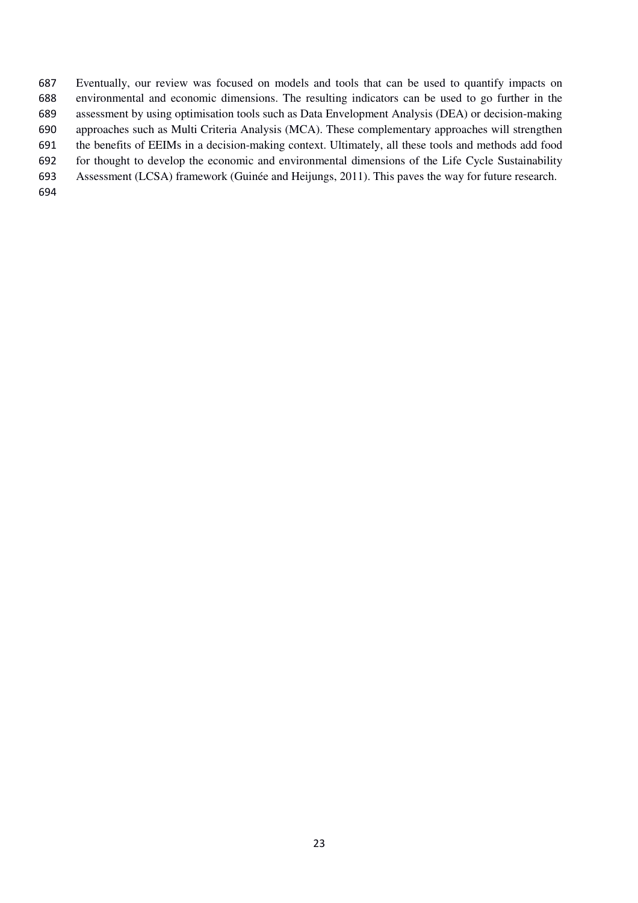Eventually, our review was focused on models and tools that can be used to quantify impacts on environmental and economic dimensions. The resulting indicators can be used to go further in the assessment by using optimisation tools such as Data Envelopment Analysis (DEA) or decision-making approaches such as Multi Criteria Analysis (MCA). These complementary approaches will strengthen the benefits of EEIMs in a decision-making context. Ultimately, all these tools and methods add food for thought to develop the economic and environmental dimensions of the Life Cycle Sustainability Assessment (LCSA) framework (Guinée and Heijungs, 2011). This paves the way for future research.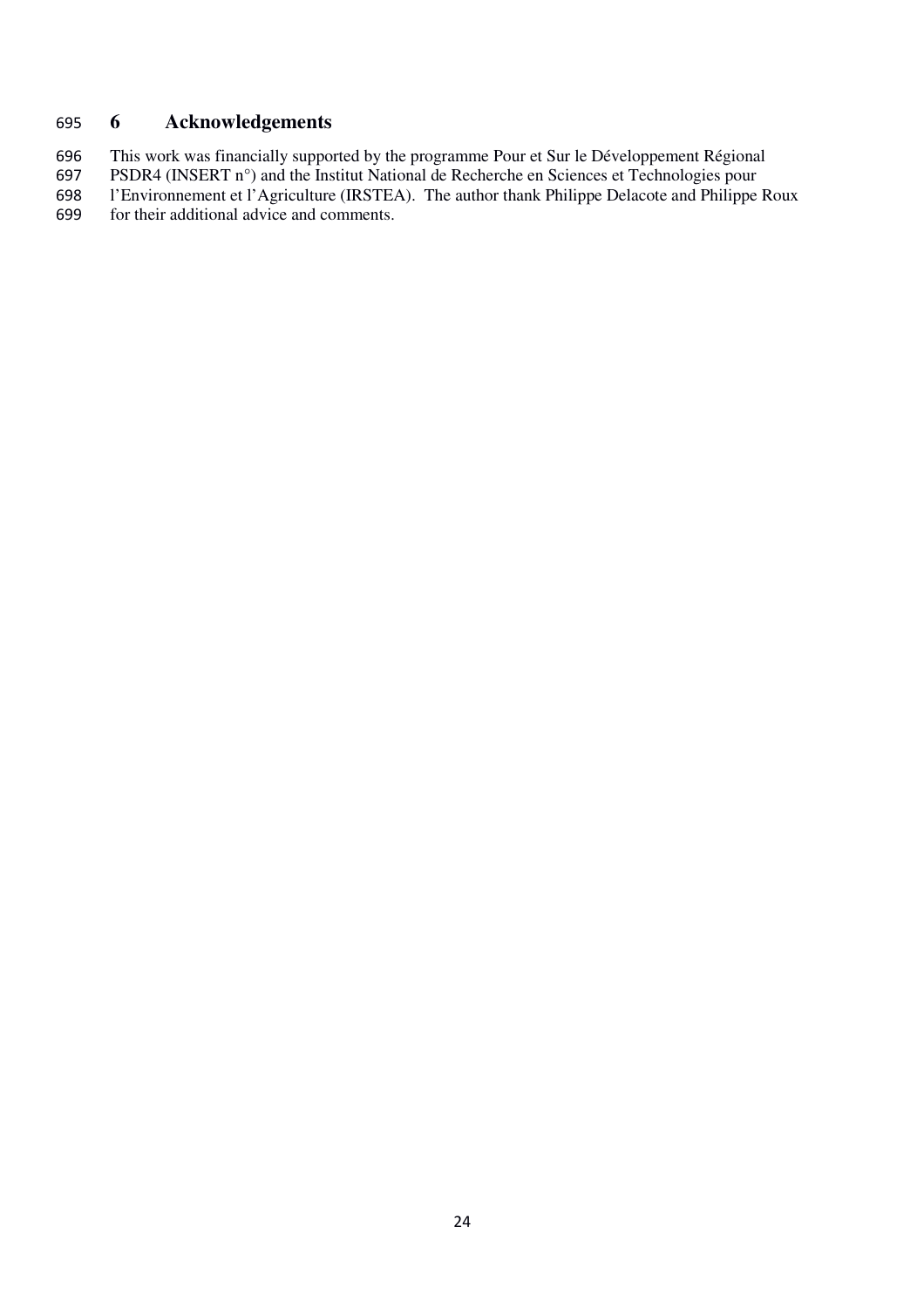# 6 Acknowledgements

This work was financially supported by the programme Pour et Sur le Développement Régional PSDR4 (INSERT n°) and the Institut National de Recherche en Sciences et Technologies pour l'Environnement et l'Agriculture (IRSTEA). The author thank Philippe Delacote and Philippe Roux for their additional advice and comments.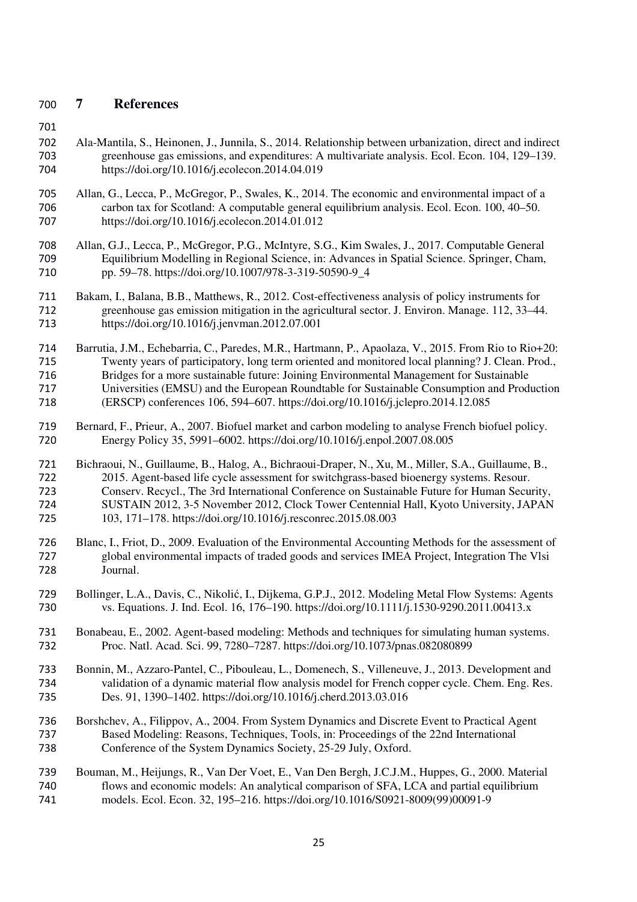# 7 References

Ala-Mantila, S., Heinonen, J., Junnila, S., 2014. Relationship between urbanization, direct and indirect greenhouse gas emissions, and expenditures: A multivariate analysis. Ecol. Econ. 104, 129–139. https://doi.org/10.1016/j.ecolecon.2014.04.019

Allan, G., Lecca, P., McGregor, P., Swales, K., 2014. The economic and environmental impact of a carbon tax for Scotland: A computable general equilibrium analysis. Ecol. Econ. 100, 40–50. https://doi.org/10.1016/j.ecolecon.2014.01.012

Allan, G.J., Lecca, P., McGregor, P.G., McIntyre, S.G., Kim Swales, J., 2017. Computable General Equilibrium Modelling in Regional Science, in: Advances in Spatial Science. Springer, Cham, pp. 59–78. https://doi.org/10.1007/978-3-319-50590-9_4

Bakam, I., Balana, B.B., Matthews, R., 2012. Cost-effectiveness analysis of policy instruments for greenhouse gas emission mitigation in the agricultural sector. J. Environ. Manage. 112, 33–44. https://doi.org/10.1016/j.jenvman.2012.07.001

Barrutia, J.M., Echebarria, C., Paredes, M.R., Hartmann, P., Apaolaza, V., 2015. From Rio to Rio+20: Twenty years of participatory, long term oriented and monitored local planning? J. Clean. Prod., Bridges for a more sustainable future: Joining Environmental Management for Sustainable Universities (EMSU) and the European Roundtable for Sustainable Consumption and Production (ERSCP) conferences 106, 594–607. https://doi.org/10.1016/j.jclepro.2014.12.085

Bernard, F., Prieur, A., 2007. Biofuel market and carbon modeling to analyse French biofuel policy. Energy Policy 35, 5991–6002. https://doi.org/10.1016/j.enpol.2007.08.005

Bichraoui, N., Guillaume, B., Halog, A., Bichraoui-Draper, N., Xu, M., Miller, S.A., Guillaume, B., 2015. Agent-based life cycle assessment for switchgrass-based bioenergy systems. Resour. Conserv. Recycl., The 3rd International Conference on Sustainable Future for Human Security, SUSTAIN 2012, 3-5 November 2012, Clock Tower Centennial Hall, Kyoto University, JAPAN 103, 171–178. https://doi.org/10.1016/j.resconrec.2015.08.003

Blanc, I., Friot, D., 2009. Evaluation of the Environmental Accounting Methods for the assessment of global environmental impacts of traded goods and services IMEA Project, Integration The Vlsi Journal.

Bollinger, L.A., Davis, C., Nikolić, I., Dijkema, G.P.J., 2012. Modeling Metal Flow Systems: Agents vs. Equations. J. Ind. Ecol. 16, 176–190. https://doi.org/10.1111/j.1530-9290.2011.00413.x

Bonabeau, E., 2002. Agent-based modeling: Methods and techniques for simulating human systems. Proc. Natl. Acad. Sci. 99, 7280–7287. https://doi.org/10.1073/pnas.082080899

Bonnin, M., Azzaro-Pantel, C., Pibouleau, L., Domenech, S., Villeneuve, J., 2013. Development and validation of a dynamic material flow analysis model for French copper cycle. Chem. Eng. Res. Des. 91, 1390–1402. https://doi.org/10.1016/j.cherd.2013.03.016

Borshchev, A., Filippov, A., 2004. From System Dynamics and Discrete Event to Practical Agent Based Modeling: Reasons, Techniques, Tools, in: Proceedings of the 22nd International Conference of the System Dynamics Society, 25-29 July, Oxford.

Bouman, M., Heijungs, R., Van Der Voet, E., Van Den Bergh, J.C.J.M., Huppes, G., 2000. Material flows and economic models: An analytical comparison of SFA, LCA and partial equilibrium models. Ecol. Econ. 32, 195–216. https://doi.org/10.1016/S0921-8009(99)00091-9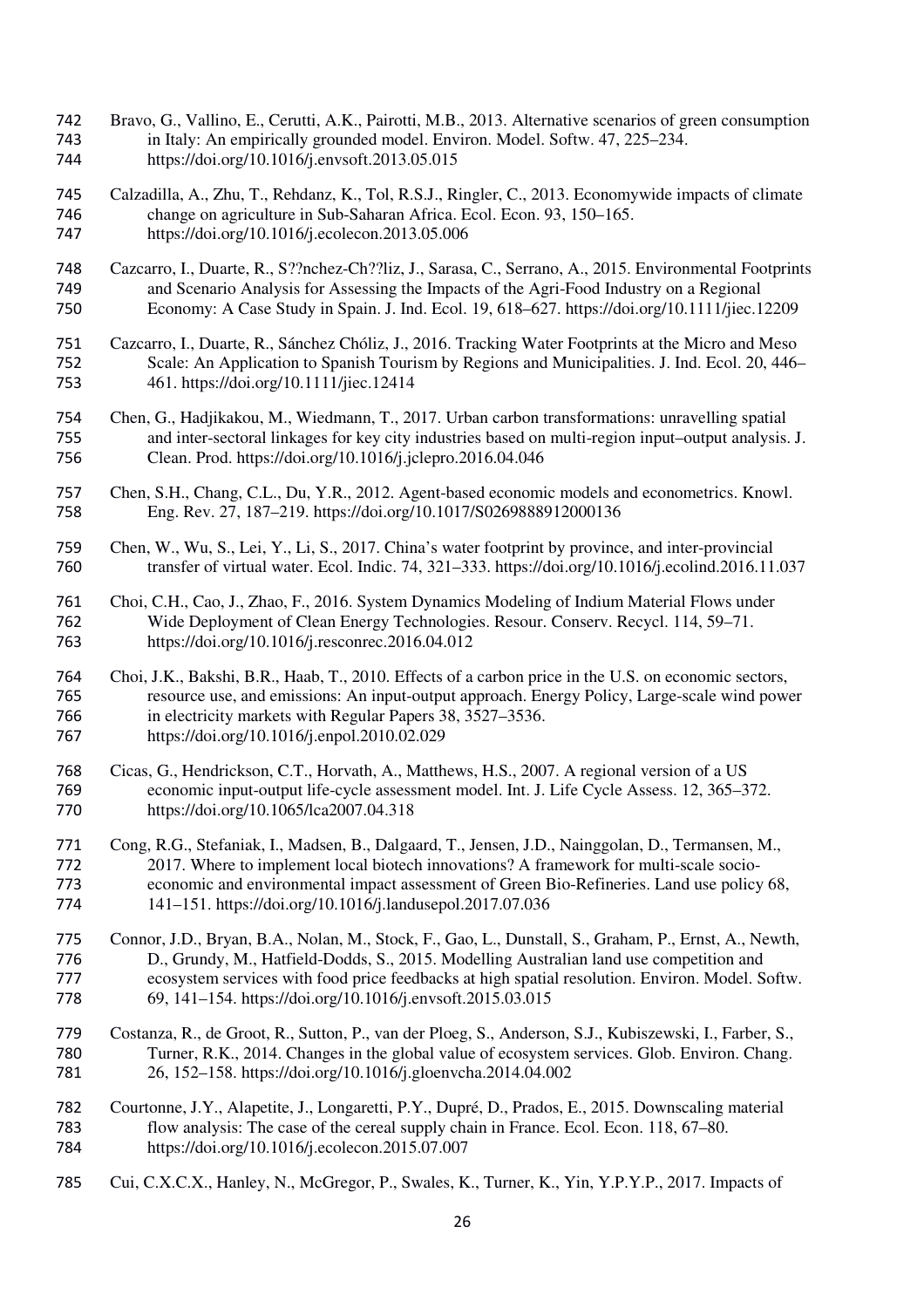Bravo, G., Vallino, E., Cerutti, A.K., Pairotti, M.B., 2013. Alternative scenarios of green consumption in Italy: An empirically grounded model. Environ. Model. Softw. 47, 225–234. https://doi.org/10.1016/j.envsoft.2013.05.015

Calzadilla, A., Zhu, T., Rehdanz, K., Tol, R.S.J., Ringler, C., 2013. Economywide impacts of climate change on agriculture in Sub-Saharan Africa. Ecol. Econ. 93, 150–165. https://doi.org/10.1016/j.ecolecon.2013.05.006

Cazcarro, I., Duarte, R., S??nchez-Ch??liz, J., Sarasa, C., Serrano, A., 2015. Environmental Footprints and Scenario Analysis for Assessing the Impacts of the Agri-Food Industry on a Regional Economy: A Case Study in Spain. J. Ind. Ecol. 19, 618–627. https://doi.org/10.1111/jiec.12209

Cazcarro, I., Duarte, R., Sánchez Chóliz, J., 2016. Tracking Water Footprints at the Micro and Meso Scale: An Application to Spanish Tourism by Regions and Municipalities. J. Ind. Ecol. 20, 446–461. https://doi.org/10.1111/jiec.12414

Chen, G., Hadjikakou, M., Wiedmann, T., 2017. Urban carbon transformations: unravelling spatial and inter-sectoral linkages for key city industries based on multi-region input–output analysis. J. Clean. Prod. https://doi.org/10.1016/j.jclepro.2016.04.046

Chen, S.H., Chang, C.L., Du, Y.R., 2012. Agent-based economic models and econometrics. Knowl. Eng. Rev. 27, 187–219. https://doi.org/10.1017/S0269888912000136

Chen, W., Wu, S., Lei, Y., Li, S., 2017. China's water footprint by province, and inter-provincial transfer of virtual water. Ecol. Indic. 74, 321–333. https://doi.org/10.1016/j.ecolind.2016.11.037

Choi, C.H., Cao, J., Zhao, F., 2016. System Dynamics Modeling of Indium Material Flows under Wide Deployment of Clean Energy Technologies. Resour. Conserv. Recycl. 114, 59–71. https://doi.org/10.1016/j.resconrec.2016.04.012

Choi, J.K., Bakshi, B.R., Haab, T., 2010. Effects of a carbon price in the U.S. on economic sectors, resource use, and emissions: An input-output approach. Energy Policy, Large-scale wind power in electricity markets with Regular Papers 38, 3527–3536. https://doi.org/10.1016/j.enpol.2010.02.029

Cicas, G., Hendrickson, C.T., Horvath, A., Matthews, H.S., 2007. A regional version of a US economic input-output life-cycle assessment model. Int. J. Life Cycle Assess. 12, 365–372. https://doi.org/10.1065/lca2007.04.318

Cong, R.G., Stefaniak, I., Madsen, B., Dalgaard, T., Jensen, J.D., Nainggolan, D., Termansen, M., 2017. Where to implement local biotech innovations? A framework for multi-scale socio-economic and environmental impact assessment of Green Bio-Refineries. Land use policy 68, 141–151. https://doi.org/10.1016/j.landusepol.2017.07.036

Connor, J.D., Bryan, B.A., Nolan, M., Stock, F., Gao, L., Dunstall, S., Graham, P., Ernst, A., Newth, D., Grundy, M., Hatfield-Dodds, S., 2015. Modelling Australian land use competition and ecosystem services with food price feedbacks at high spatial resolution. Environ. Model. Softw. 69, 141–154. https://doi.org/10.1016/j.envsoft.2015.03.015

Costanza, R., de Groot, R., Sutton, P., van der Ploeg, S., Anderson, S.J., Kubiszewski, I., Farber, S., Turner, R.K., 2014. Changes in the global value of ecosystem services. Glob. Environ. Chang. 26, 152–158. https://doi.org/10.1016/j.gloenvcha.2014.04.002

Courtonne, J.Y., Alapetite, J., Longaretti, P.Y., Dupré, D., Prados, E., 2015. Downscaling material flow analysis: The case of the cereal supply chain in France. Ecol. Econ. 118, 67–80. https://doi.org/10.1016/j.ecolecon.2015.07.007

Cui, C.X.C.X., Hanley, N., McGregor, P., Swales, K., Turner, K., Yin, Y.P.Y.P., 2017. Impacts of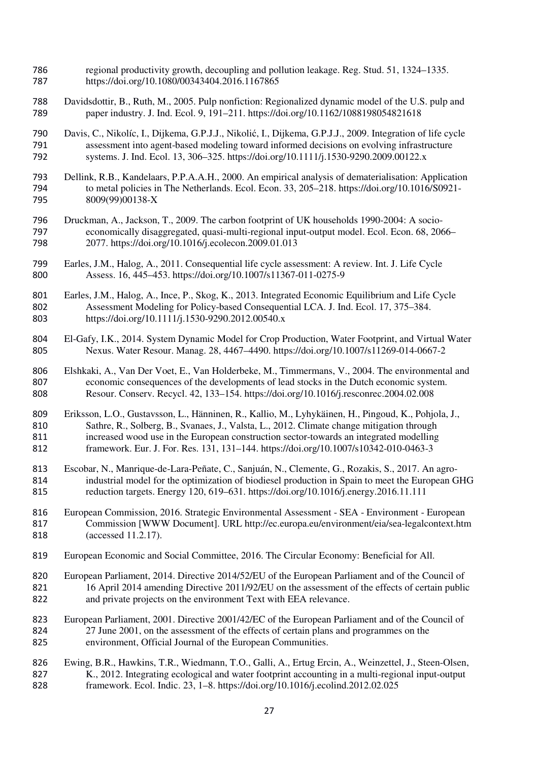regional productivity growth, decoupling and pollution leakage. Reg. Stud. 51, 1324–1335. https://doi.org/10.1080/00343404.2016.1167865

Davidsdottir, B., Ruth, M., 2005. Pulp nonfiction: Regionalized dynamic model of the U.S. pulp and paper industry. J. Ind. Ecol. 9, 191–211. https://doi.org/10.1162/1088198054821618

Davis, C., Nikolíc, I., Dijkema, G.P.J.J., Nikolić, I., Dijkema, G.P.J.J., 2009. Integration of life cycle assessment into agent-based modeling toward informed decisions on evolving infrastructure systems. J. Ind. Ecol. 13, 306–325. https://doi.org/10.1111/j.1530-9290.2009.00122.x

Dellink, R.B., Kandelaars, P.P.A.A.H., 2000. An empirical analysis of dematerialisation: Application to metal policies in The Netherlands. Ecol. Econ. 33, 205–218. https://doi.org/10.1016/S0921-8009(99)00138-X

Druckman, A., Jackson, T., 2009. The carbon footprint of UK households 1990-2004: A socio-economically disaggregated, quasi-multi-regional input-output model. Ecol. Econ. 68, 2066–2077. https://doi.org/10.1016/j.ecolecon.2009.01.013

Earles, J.M., Halog, A., 2011. Consequential life cycle assessment: A review. Int. J. Life Cycle Assess. 16, 445–453. https://doi.org/10.1007/s11367-011-0275-9

Earles, J.M., Halog, A., Ince, P., Skog, K., 2013. Integrated Economic Equilibrium and Life Cycle Assessment Modeling for Policy-based Consequential LCA. J. Ind. Ecol. 17, 375–384. https://doi.org/10.1111/j.1530-9290.2012.00540.x

El-Gafy, I.K., 2014. System Dynamic Model for Crop Production, Water Footprint, and Virtual Water Nexus. Water Resour. Manag. 28, 4467–4490. https://doi.org/10.1007/s11269-014-0667-2

Elshkaki, A., Van Der Voet, E., Van Holderbeke, M., Timmermans, V., 2004. The environmental and economic consequences of the developments of lead stocks in the Dutch economic system. Resour. Conserv. Recycl. 42, 133–154. https://doi.org/10.1016/j.resconrec.2004.02.008

Eriksson, L.O., Gustavsson, L., Hänninen, R., Kallio, M., Lyhykäinen, H., Pingoud, K., Pohjola, J., Sathre, R., Solberg, B., Svanaes, J., Valsta, L., 2012. Climate change mitigation through increased wood use in the European construction sector-towards an integrated modelling framework. Eur. J. For. Res. 131, 131–144. https://doi.org/10.1007/s10342-010-0463-3

Escobar, N., Manrique-de-Lara-Peñate, C., Sanjuán, N., Clemente, G., Rozakis, S., 2017. An agro-industrial model for the optimization of biodiesel production in Spain to meet the European GHG reduction targets. Energy 120, 619–631. https://doi.org/10.1016/j.energy.2016.11.111

European Commission, 2016. Strategic Environmental Assessment - SEA - Environment - European Commission [WWW Document]. URL http://ec.europa.eu/environment/eia/sea-legalcontext.htm (accessed 11.2.17).

European Economic and Social Committee, 2016. The Circular Economy: Beneficial for All.

European Parliament, 2014. Directive 2014/52/EU of the European Parliament and of the Council of 16 April 2014 amending Directive 2011/92/EU on the assessment of the effects of certain public and private projects on the environment Text with EEA relevance.

European Parliament, 2001. Directive 2001/42/EC of the European Parliament and of the Council of 27 June 2001, on the assessment of the effects of certain plans and programmes on the environment, Official Journal of the European Communities.

Ewing, B.R., Hawkins, T.R., Wiedmann, T.O., Galli, A., Ertug Ercin, A., Weinzettel, J., Steen-Olsen, K., 2012. Integrating ecological and water footprint accounting in a multi-regional input-output framework. Ecol. Indic. 23, 1–8. https://doi.org/10.1016/j.ecolind.2012.02.025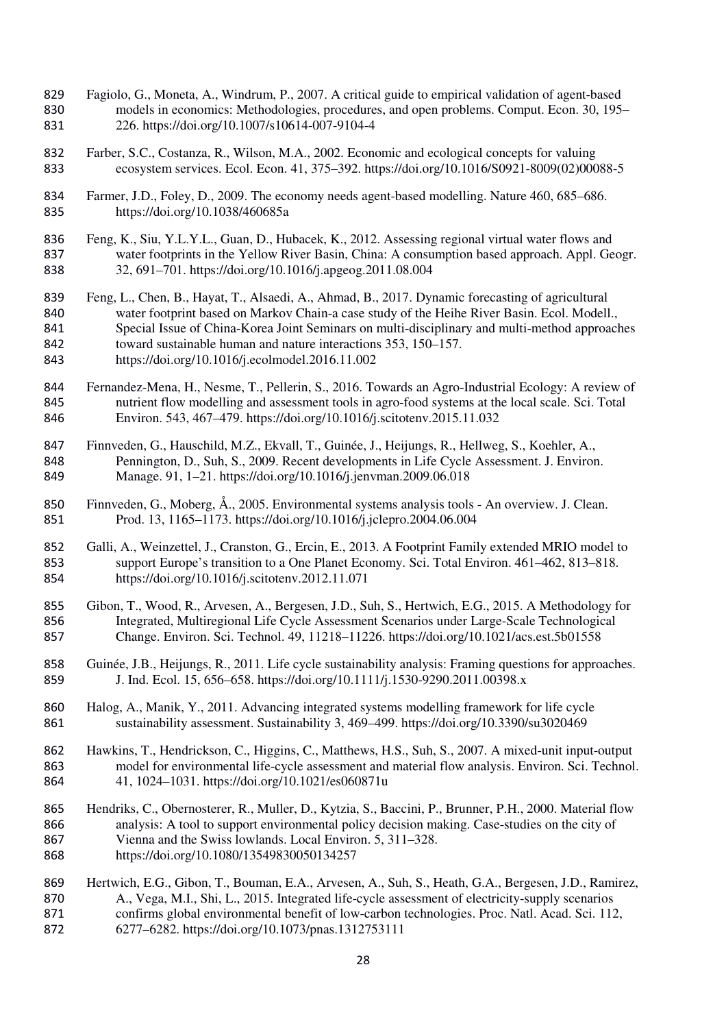Fagiolo, G., Moneta, A., Windrum, P., 2007. A critical guide to empirical validation of agent-based models in economics: Methodologies, procedures, and open problems. Comput. Econ. 30, 195–226. https://doi.org/10.1007/s10614-007-9104-4

Farber, S.C., Costanza, R., Wilson, M.A., 2002. Economic and ecological concepts for valuing ecosystem services. Ecol. Econ. 41, 375–392. https://doi.org/10.1016/S0921-8009(02)00088-5

Farmer, J.D., Foley, D., 2009. The economy needs agent-based modelling. Nature 460, 685–686. https://doi.org/10.1038/460685a

Feng, K., Siu, Y.L.Y.L., Guan, D., Hubacek, K., 2012. Assessing regional virtual water flows and water footprints in the Yellow River Basin, China: A consumption based approach. Appl. Geogr. 32, 691–701. https://doi.org/10.1016/j.apgeog.2011.08.004

Feng, L., Chen, B., Hayat, T., Alsaedi, A., Ahmad, B., 2017. Dynamic forecasting of agricultural water footprint based on Markov Chain-a case study of the Heihe River Basin. Ecol. Modell., Special Issue of China-Korea Joint Seminars on multi-disciplinary and multi-method approaches toward sustainable human and nature interactions 353, 150–157. https://doi.org/10.1016/j.ecolmodel.2016.11.002

Fernandez-Mena, H., Nesme, T., Pellerin, S., 2016. Towards an Agro-Industrial Ecology: A review of nutrient flow modelling and assessment tools in agro-food systems at the local scale. Sci. Total Environ. 543, 467–479. https://doi.org/10.1016/j.scitotenv.2015.11.032

Finnveden, G., Hauschild, M.Z., Ekvall, T., Guinée, J., Heijungs, R., Hellweg, S., Koehler, A., Pennington, D., Suh, S., 2009. Recent developments in Life Cycle Assessment. J. Environ. Manage. 91, 1–21. https://doi.org/10.1016/j.jenvman.2009.06.018

Finnveden, G., Moberg, Å., 2005. Environmental systems analysis tools - An overview. J. Clean. Prod. 13, 1165–1173. https://doi.org/10.1016/j.jclepro.2004.06.004

Galli, A., Weinzettel, J., Cranston, G., Ercin, E., 2013. A Footprint Family extended MRIO model to support Europe's transition to a One Planet Economy. Sci. Total Environ. 461–462, 813–818. https://doi.org/10.1016/j.scitotenv.2012.11.071

Gibon, T., Wood, R., Arvesen, A., Bergesen, J.D., Suh, S., Hertwich, E.G., 2015. A Methodology for Integrated, Multiregional Life Cycle Assessment Scenarios under Large-Scale Technological Change. Environ. Sci. Technol. 49, 11218–11226. https://doi.org/10.1021/acs.est.5b01558

Guinée, J.B., Heijungs, R., 2011. Life cycle sustainability analysis: Framing questions for approaches. J. Ind. Ecol. 15, 656–658. https://doi.org/10.1111/j.1530-9290.2011.00398.x

Halog, A., Manik, Y., 2011. Advancing integrated systems modelling framework for life cycle sustainability assessment. Sustainability 3, 469–499. https://doi.org/10.3390/su3020469

Hawkins, T., Hendrickson, C., Higgins, C., Matthews, H.S., Suh, S., 2007. A mixed-unit input-output model for environmental life-cycle assessment and material flow analysis. Environ. Sci. Technol. 41, 1024–1031. https://doi.org/10.1021/es060871u

Hendriks, C., Obernosterer, R., Muller, D., Kytzia, S., Baccini, P., Brunner, P.H., 2000. Material flow analysis: A tool to support environmental policy decision making. Case-studies on the city of Vienna and the Swiss lowlands. Local Environ. 5, 311–328. https://doi.org/10.1080/13549830050134257

Hertwich, E.G., Gibon, T., Bouman, E.A., Arvesen, A., Suh, S., Heath, G.A., Bergesen, J.D., Ramirez, A., Vega, M.I., Shi, L., 2015. Integrated life-cycle assessment of electricity-supply scenarios confirms global environmental benefit of low-carbon technologies. Proc. Natl. Acad. Sci. 112, 6277–6282. https://doi.org/10.1073/pnas.1312753111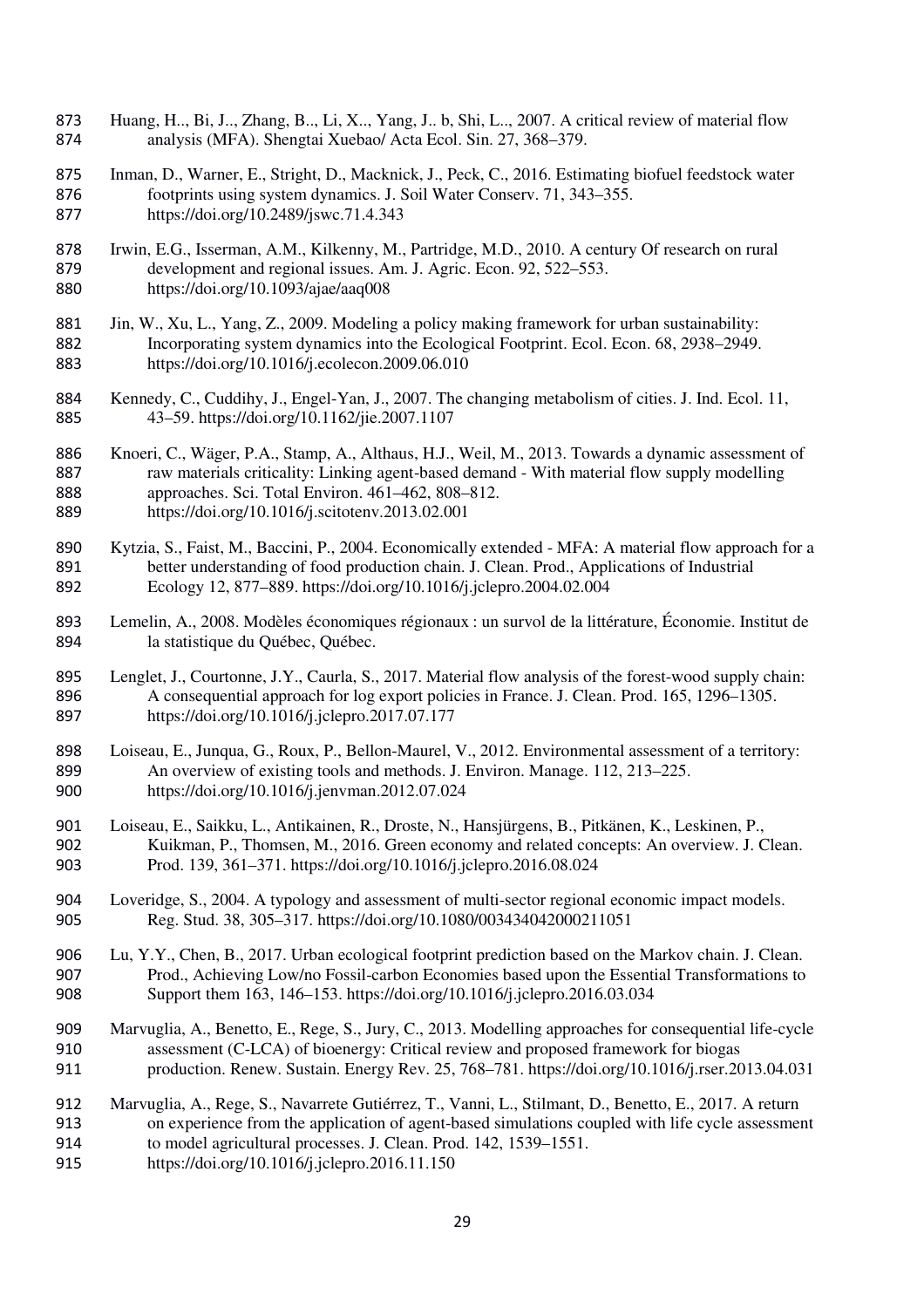Huang, H.., Bi, J.., Zhang, B.., Li, X.., Yang, J.. b, Shi, L.., 2007. A critical review of material flow analysis (MFA). Shengtai Xuebao/ Acta Ecol. Sin. 27, 368–379.

Inman, D., Warner, E., Stright, D., Macknick, J., Peck, C., 2016. Estimating biofuel feedstock water footprints using system dynamics. J. Soil Water Conserv. 71, 343–355. https://doi.org/10.2489/jswc.71.4.343

Irwin, E.G., Isserman, A.M., Kilkenny, M., Partridge, M.D., 2010. A century Of research on rural development and regional issues. Am. J. Agric. Econ. 92, 522–553. https://doi.org/10.1093/ajae/aaq008

Jin, W., Xu, L., Yang, Z., 2009. Modeling a policy making framework for urban sustainability: Incorporating system dynamics into the Ecological Footprint. Ecol. Econ. 68, 2938–2949. https://doi.org/10.1016/j.ecolecon.2009.06.010

Kennedy, C., Cuddihy, J., Engel-Yan, J., 2007. The changing metabolism of cities. J. Ind. Ecol. 11, 43–59. https://doi.org/10.1162/jie.2007.1107

Knoeri, C., Wäger, P.A., Stamp, A., Althaus, H.J., Weil, M., 2013. Towards a dynamic assessment of raw materials criticality: Linking agent-based demand - With material flow supply modelling approaches. Sci. Total Environ. 461–462, 808–812. https://doi.org/10.1016/j.scitotenv.2013.02.001

Kytzia, S., Faist, M., Baccini, P., 2004. Economically extended - MFA: A material flow approach for a better understanding of food production chain. J. Clean. Prod., Applications of Industrial Ecology 12, 877–889. https://doi.org/10.1016/j.jclepro.2004.02.004

Lemelin, A., 2008. Modèles économiques régionaux : un survol de la littérature, Économie. Institut de la statistique du Québec, Québec.

Lenglet, J., Courtonne, J.Y., Caurla, S., 2017. Material flow analysis of the forest-wood supply chain: A consequential approach for log export policies in France. J. Clean. Prod. 165, 1296–1305. https://doi.org/10.1016/j.jclepro.2017.07.177

Loiseau, E., Junqua, G., Roux, P., Bellon-Maurel, V., 2012. Environmental assessment of a territory: An overview of existing tools and methods. J. Environ. Manage. 112, 213–225. https://doi.org/10.1016/j.jenvman.2012.07.024

Loiseau, E., Saikku, L., Antikainen, R., Droste, N., Hansjürgens, B., Pitkänen, K., Leskinen, P., Kuikman, P., Thomsen, M., 2016. Green economy and related concepts: An overview. J. Clean. Prod. 139, 361–371. https://doi.org/10.1016/j.jclepro.2016.08.024

Loveridge, S., 2004. A typology and assessment of multi-sector regional economic impact models. Reg. Stud. 38, 305–317. https://doi.org/10.1080/003434042000211051

Lu, Y.Y., Chen, B., 2017. Urban ecological footprint prediction based on the Markov chain. J. Clean. Prod., Achieving Low/no Fossil-carbon Economies based upon the Essential Transformations to Support them 163, 146–153. https://doi.org/10.1016/j.jclepro.2016.03.034

Marvuglia, A., Benetto, E., Rege, S., Jury, C., 2013. Modelling approaches for consequential life-cycle assessment (C-LCA) of bioenergy: Critical review and proposed framework for biogas production. Renew. Sustain. Energy Rev. 25, 768–781. https://doi.org/10.1016/j.rser.2013.04.031

Marvuglia, A., Rege, S., Navarrete Gutiérrez, T., Vanni, L., Stilmant, D., Benetto, E., 2017. A return on experience from the application of agent-based simulations coupled with life cycle assessment to model agricultural processes. J. Clean. Prod. 142, 1539–1551. https://doi.org/10.1016/j.jclepro.2016.11.150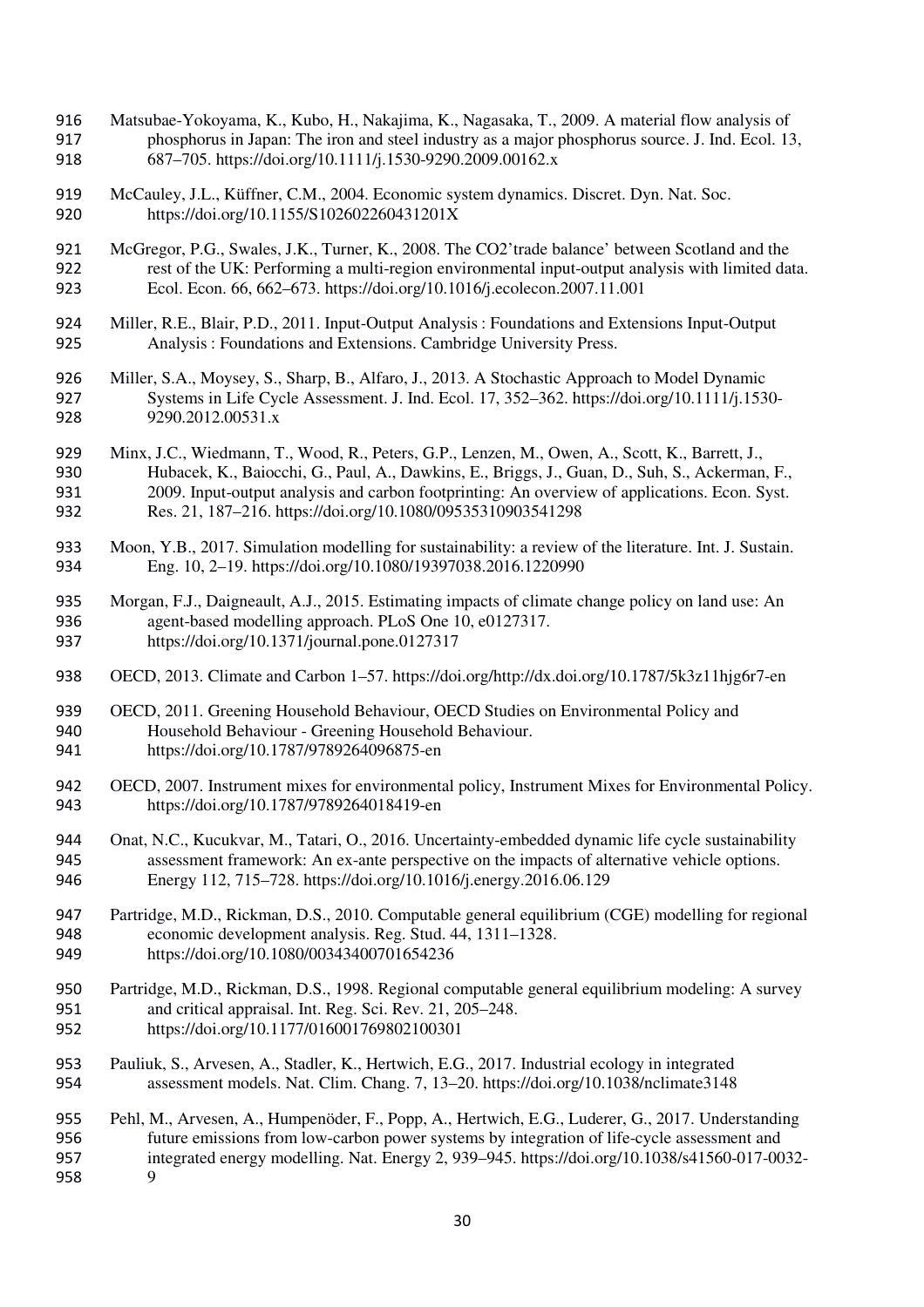Matsubae-Yokoyama, K., Kubo, H., Nakajima, K., Nagasaka, T., 2009. A material flow analysis of phosphorus in Japan: The iron and steel industry as a major phosphorus source. J. Ind. Ecol. 13, 687–705. https://doi.org/10.1111/j.1530-9290.2009.00162.x

McCauley, J.L., Küffner, C.M., 2004. Economic system dynamics. Discret. Dyn. Nat. Soc. https://doi.org/10.1155/S102602260431201X

McGregor, P.G., Swales, J.K., Turner, K., 2008. The CO2'trade balance' between Scotland and the rest of the UK: Performing a multi-region environmental input-output analysis with limited data. Ecol. Econ. 66, 662–673. https://doi.org/10.1016/j.ecolecon.2007.11.001

Miller, R.E., Blair, P.D., 2011. Input-Output Analysis : Foundations and Extensions Input-Output Analysis : Foundations and Extensions. Cambridge University Press.

Miller, S.A., Moysey, S., Sharp, B., Alfaro, J., 2013. A Stochastic Approach to Model Dynamic Systems in Life Cycle Assessment. J. Ind. Ecol. 17, 352–362. https://doi.org/10.1111/j.1530-9290.2012.00531.x

Minx, J.C., Wiedmann, T., Wood, R., Peters, G.P., Lenzen, M., Owen, A., Scott, K., Barrett, J., Hubacek, K., Baiocchi, G., Paul, A., Dawkins, E., Briggs, J., Guan, D., Suh, S., Ackerman, F., 2009. Input-output analysis and carbon footprinting: An overview of applications. Econ. Syst. Res. 21, 187–216. https://doi.org/10.1080/09535310903541298

Moon, Y.B., 2017. Simulation modelling for sustainability: a review of the literature. Int. J. Sustain. Eng. 10, 2–19. https://doi.org/10.1080/19397038.2016.1220990

Morgan, F.J., Daigneault, A.J., 2015. Estimating impacts of climate change policy on land use: An agent-based modelling approach. PLoS One 10, e0127317. https://doi.org/10.1371/journal.pone.0127317

OECD, 2013. Climate and Carbon 1–57. https://doi.org/http://dx.doi.org/10.1787/5k3z11hjg6r7-en

OECD, 2011. Greening Household Behaviour, OECD Studies on Environmental Policy and Household Behaviour - Greening Household Behaviour. https://doi.org/10.1787/9789264096875-en

OECD, 2007. Instrument mixes for environmental policy, Instrument Mixes for Environmental Policy. https://doi.org/10.1787/9789264018419-en

Onat, N.C., Kucukvar, M., Tatari, O., 2016. Uncertainty-embedded dynamic life cycle sustainability assessment framework: An ex-ante perspective on the impacts of alternative vehicle options. Energy 112, 715–728. https://doi.org/10.1016/j.energy.2016.06.129

Partridge, M.D., Rickman, D.S., 2010. Computable general equilibrium (CGE) modelling for regional economic development analysis. Reg. Stud. 44, 1311–1328. https://doi.org/10.1080/00343400701654236

Partridge, M.D., Rickman, D.S., 1998. Regional computable general equilibrium modeling: A survey and critical appraisal. Int. Reg. Sci. Rev. 21, 205–248. https://doi.org/10.1177/016001769802100301

Pauliuk, S., Arvesen, A., Stadler, K., Hertwich, E.G., 2017. Industrial ecology in integrated assessment models. Nat. Clim. Chang. 7, 13–20. https://doi.org/10.1038/nclimate3148

Pehl, M., Arvesen, A., Humpenöder, F., Popp, A., Hertwich, E.G., Luderer, G., 2017. Understanding future emissions from low-carbon power systems by integration of life-cycle assessment and integrated energy modelling. Nat. Energy 2, 939–945. https://doi.org/10.1038/s41560-017-0032-9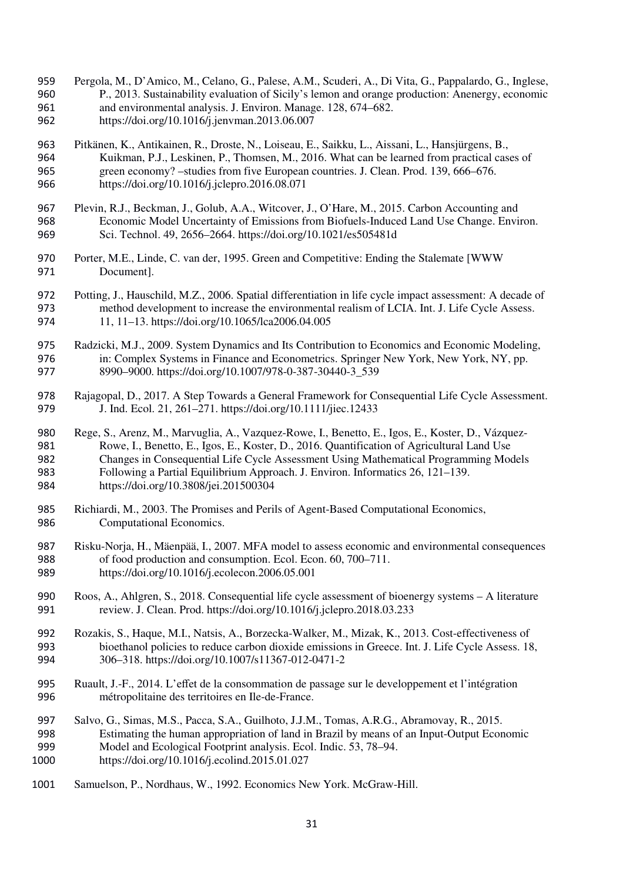Pergola, M., D'Amico, M., Celano, G., Palese, A.M., Scuderi, A., Di Vita, G., Pappalardo, G., Inglese, P., 2013. Sustainability evaluation of Sicily's lemon and orange production: Anenergy, economic and environmental analysis. J. Environ. Manage. 128, 674–682. https://doi.org/10.1016/j.jenvman.2013.06.007

Pitkänen, K., Antikainen, R., Droste, N., Loiseau, E., Saikku, L., Aissani, L., Hansjürgens, B., Kuikman, P.J., Leskinen, P., Thomsen, M., 2016. What can be learned from practical cases of green economy? –studies from five European countries. J. Clean. Prod. 139, 666–676. https://doi.org/10.1016/j.jclepro.2016.08.071

Plevin, R.J., Beckman, J., Golub, A.A., Witcover, J., O'Hare, M., 2015. Carbon Accounting and Economic Model Uncertainty of Emissions from Biofuels-Induced Land Use Change. Environ. Sci. Technol. 49, 2656–2664. https://doi.org/10.1021/es505481d

Porter, M.E., Linde, C. van der, 1995. Green and Competitive: Ending the Stalemate [WWW Document].

Potting, J., Hauschild, M.Z., 2006. Spatial differentiation in life cycle impact assessment: A decade of method development to increase the environmental realism of LCIA. Int. J. Life Cycle Assess. 11, 11–13. https://doi.org/10.1065/lca2006.04.005

Radzicki, M.J., 2009. System Dynamics and Its Contribution to Economics and Economic Modeling, in: Complex Systems in Finance and Econometrics. Springer New York, New York, NY, pp. 8990–9000. https://doi.org/10.1007/978-0-387-30440-3_539

Rajagopal, D., 2017. A Step Towards a General Framework for Consequential Life Cycle Assessment. J. Ind. Ecol. 21, 261–271. https://doi.org/10.1111/jiec.12433

Rege, S., Arenz, M., Marvuglia, A., Vazquez-Rowe, I., Benetto, E., Igos, E., Koster, D., Vázquez-Rowe, I., Benetto, E., Igos, E., Koster, D., 2016. Quantification of Agricultural Land Use Changes in Consequential Life Cycle Assessment Using Mathematical Programming Models Following a Partial Equilibrium Approach. J. Environ. Informatics 26, 121–139. https://doi.org/10.3808/jei.201500304

Richiardi, M., 2003. The Promises and Perils of Agent-Based Computational Economics, Computational Economics.

Risku-Norja, H., Mäenpää, I., 2007. MFA model to assess economic and environmental consequences of food production and consumption. Ecol. Econ. 60, 700–711. https://doi.org/10.1016/j.ecolecon.2006.05.001

Roos, A., Ahlgren, S., 2018. Consequential life cycle assessment of bioenergy systems – A literature review. J. Clean. Prod. https://doi.org/10.1016/j.jclepro.2018.03.233

Rozakis, S., Haque, M.I., Natsis, A., Borzecka-Walker, M., Mizak, K., 2013. Cost-effectiveness of bioethanol policies to reduce carbon dioxide emissions in Greece. Int. J. Life Cycle Assess. 18, 306–318. https://doi.org/10.1007/s11367-012-0471-2

Ruault, J.-F., 2014. L'effet de la consommation de passage sur le developpement et l'intégration métropolitaine des territoires en Ile-de-France.

Salvo, G., Simas, M.S., Pacca, S.A., Guilhoto, J.J.M., Tomas, A.R.G., Abramovay, R., 2015. Estimating the human appropriation of land in Brazil by means of an Input-Output Economic Model and Ecological Footprint analysis. Ecol. Indic. 53, 78–94. https://doi.org/10.1016/j.ecolind.2015.01.027

Samuelson, P., Nordhaus, W., 1992. Economics New York. McGraw-Hill.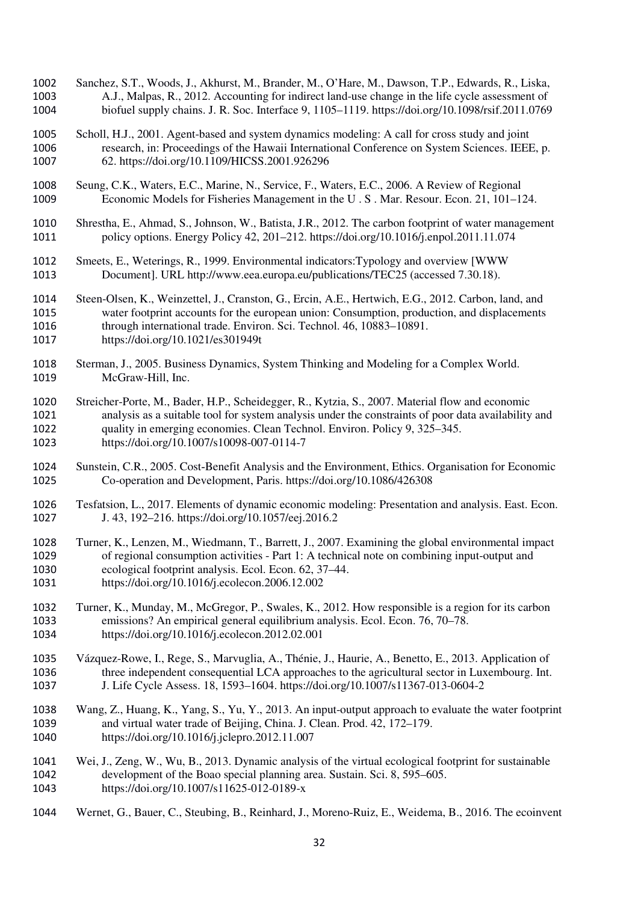Sanchez, S.T., Woods, J., Akhurst, M., Brander, M., O'Hare, M., Dawson, T.P., Edwards, R., Liska, A.J., Malpas, R., 2012. Accounting for indirect land-use change in the life cycle assessment of biofuel supply chains. J. R. Soc. Interface 9, 1105–1119. https://doi.org/10.1098/rsif.2011.0769

Scholl, H.J., 2001. Agent-based and system dynamics modeling: A call for cross study and joint research, in: Proceedings of the Hawaii International Conference on System Sciences. IEEE, p. 62. https://doi.org/10.1109/HICSS.2001.926296

Seung, C.K., Waters, E.C., Marine, N., Service, F., Waters, E.C., 2006. A Review of Regional Economic Models for Fisheries Management in the U . S . Mar. Resour. Econ. 21, 101–124.

Shrestha, E., Ahmad, S., Johnson, W., Batista, J.R., 2012. The carbon footprint of water management policy options. Energy Policy 42, 201–212. https://doi.org/10.1016/j.enpol.2011.11.074

Smeets, E., Weterings, R., 1999. Environmental indicators:Typology and overview [WWW Document]. URL http://www.eea.europa.eu/publications/TEC25 (accessed 7.30.18).

Steen-Olsen, K., Weinzettel, J., Cranston, G., Ercin, A.E., Hertwich, E.G., 2012. Carbon, land, and water footprint accounts for the european union: Consumption, production, and displacements through international trade. Environ. Sci. Technol. 46, 10883–10891. https://doi.org/10.1021/es301949t

Sterman, J., 2005. Business Dynamics, System Thinking and Modeling for a Complex World. McGraw-Hill, Inc.

Streicher-Porte, M., Bader, H.P., Scheidegger, R., Kytzia, S., 2007. Material flow and economic analysis as a suitable tool for system analysis under the constraints of poor data availability and quality in emerging economies. Clean Technol. Environ. Policy 9, 325–345. https://doi.org/10.1007/s10098-007-0114-7

Sunstein, C.R., 2005. Cost-Benefit Analysis and the Environment, Ethics. Organisation for Economic Co-operation and Development, Paris. https://doi.org/10.1086/426308

Tesfatsion, L., 2017. Elements of dynamic economic modeling: Presentation and analysis. East. Econ. J. 43, 192–216. https://doi.org/10.1057/eej.2016.2

Turner, K., Lenzen, M., Wiedmann, T., Barrett, J., 2007. Examining the global environmental impact of regional consumption activities - Part 1: A technical note on combining input-output and ecological footprint analysis. Ecol. Econ. 62, 37–44. https://doi.org/10.1016/j.ecolecon.2006.12.002

Turner, K., Munday, M., McGregor, P., Swales, K., 2012. How responsible is a region for its carbon emissions? An empirical general equilibrium analysis. Ecol. Econ. 76, 70–78. https://doi.org/10.1016/j.ecolecon.2012.02.001

Vázquez-Rowe, I., Rege, S., Marvuglia, A., Thénie, J., Haurie, A., Benetto, E., 2013. Application of three independent consequential LCA approaches to the agricultural sector in Luxembourg. Int. J. Life Cycle Assess. 18, 1593–1604. https://doi.org/10.1007/s11367-013-0604-2

Wang, Z., Huang, K., Yang, S., Yu, Y., 2013. An input-output approach to evaluate the water footprint and virtual water trade of Beijing, China. J. Clean. Prod. 42, 172–179. https://doi.org/10.1016/j.jclepro.2012.11.007

Wei, J., Zeng, W., Wu, B., 2013. Dynamic analysis of the virtual ecological footprint for sustainable development of the Boao special planning area. Sustain. Sci. 8, 595–605. https://doi.org/10.1007/s11625-012-0189-x

Wernet, G., Bauer, C., Steubing, B., Reinhard, J., Moreno-Ruiz, E., Weidema, B., 2016. The ecoinvent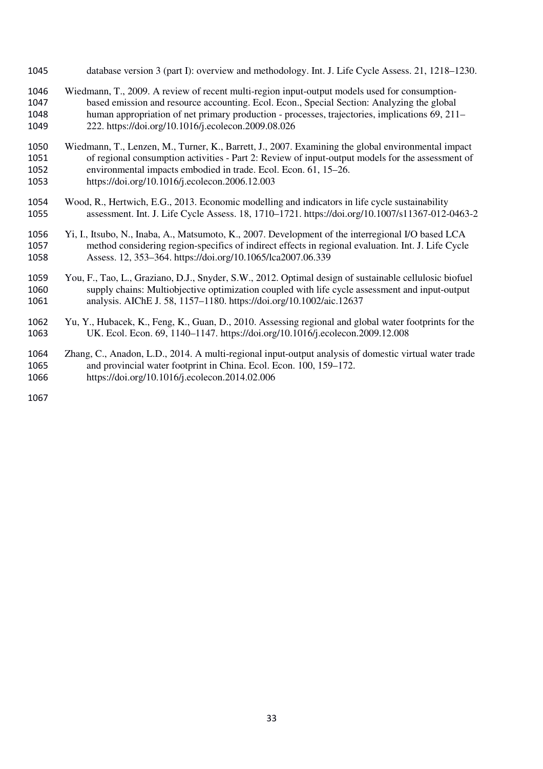database version 3 (part I): overview and methodology. Int. J. Life Cycle Assess. 21, 1218–1230.

Wiedmann, T., 2009. A review of recent multi-region input-output models used for consumption-based emission and resource accounting. Ecol. Econ., Special Section: Analyzing the global human appropriation of net primary production - processes, trajectories, implications 69, 211–222. https://doi.org/10.1016/j.ecolecon.2009.08.026

Wiedmann, T., Lenzen, M., Turner, K., Barrett, J., 2007. Examining the global environmental impact of regional consumption activities - Part 2: Review of input-output models for the assessment of environmental impacts embodied in trade. Ecol. Econ. 61, 15–26. https://doi.org/10.1016/j.ecolecon.2006.12.003

Wood, R., Hertwich, E.G., 2013. Economic modelling and indicators in life cycle sustainability assessment. Int. J. Life Cycle Assess. 18, 1710–1721. https://doi.org/10.1007/s11367-012-0463-2

Yi, I., Itsubo, N., Inaba, A., Matsumoto, K., 2007. Development of the interregional I/O based LCA method considering region-specifics of indirect effects in regional evaluation. Int. J. Life Cycle Assess. 12, 353–364. https://doi.org/10.1065/lca2007.06.339

You, F., Tao, L., Graziano, D.J., Snyder, S.W., 2012. Optimal design of sustainable cellulosic biofuel supply chains: Multiobjective optimization coupled with life cycle assessment and input-output analysis. AIChE J. 58, 1157–1180. https://doi.org/10.1002/aic.12637

Yu, Y., Hubacek, K., Feng, K., Guan, D., 2010. Assessing regional and global water footprints for the UK. Ecol. Econ. 69, 1140–1147. https://doi.org/10.1016/j.ecolecon.2009.12.008

Zhang, C., Anadon, L.D., 2014. A multi-regional input-output analysis of domestic virtual water trade and provincial water footprint in China. Ecol. Econ. 100, 159–172. https://doi.org/10.1016/j.ecolecon.2014.02.006